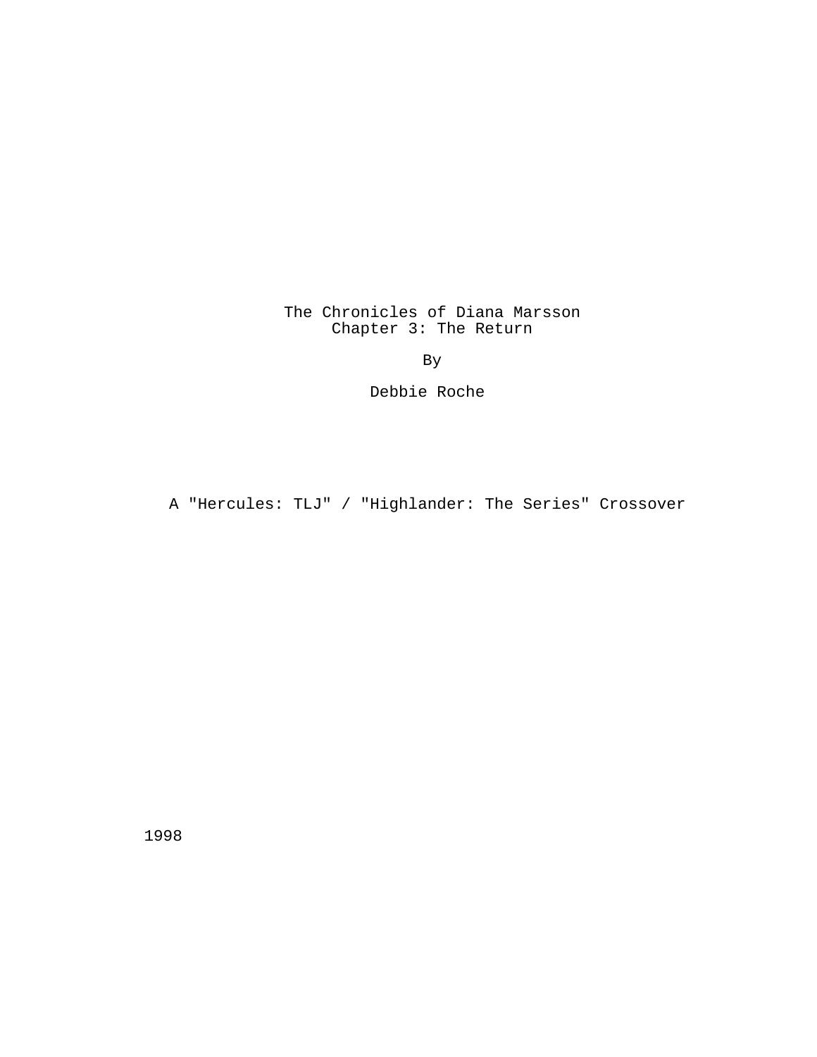# The Chronicles of Diana Marsson
## Chapter 3: The Return

By

Debbie Roche

A "Hercules: TLJ" / "Highlander: The Series" Crossover

1998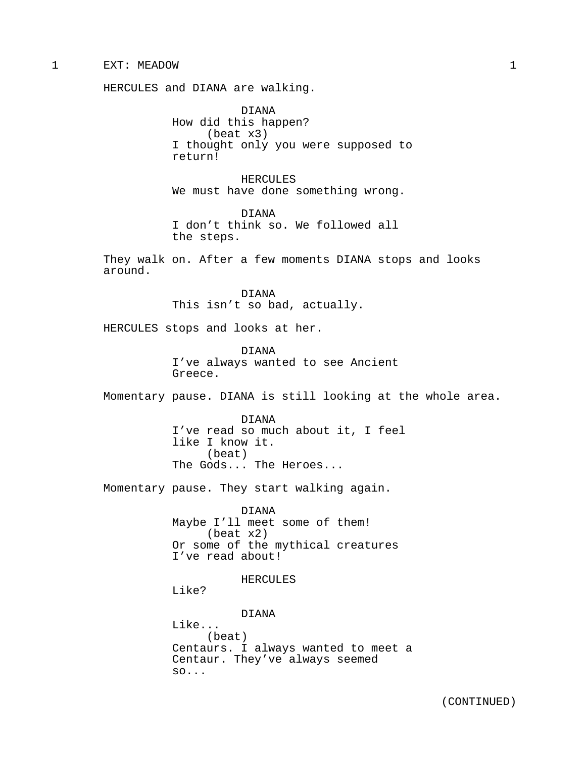1 EXT: MEADOW 1

HERCULES and DIANA are walking.

DIANA
How did this happen?
(beat x3)
I thought only you were supposed to return!

HERCULES
We must have done something wrong.

DIANA
I don't think so. We followed all the steps.

They walk on. After a few moments DIANA stops and looks around.

DIANA
This isn't so bad, actually.

HERCULES stops and looks at her.

DIANA
I've always wanted to see Ancient Greece.

Momentary pause. DIANA is still looking at the whole area.

DIANA
I've read so much about it, I feel like I know it.
(beat)
The Gods... The Heroes...

Momentary pause. They start walking again.

DIANA
Maybe I'll meet some of them!
(beat x2)
Or some of the mythical creatures I've read about!

HERCULES
Like?

DIANA
Like...
(beat)
Centaurs. I always wanted to meet a Centaur. They've always seemed so...

(CONTINUED)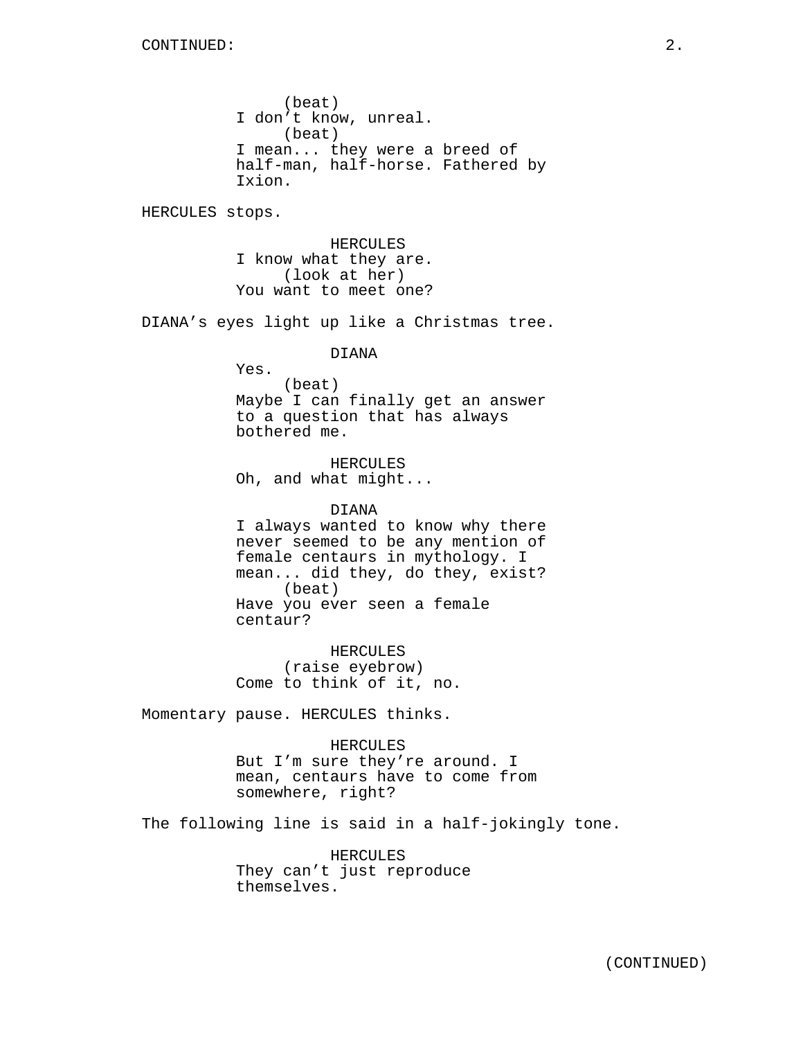CONTINUED:

(beat)
I don't know, unreal.
(beat)
I mean... they were a breed of half-man, half-horse. Fathered by Ixion.

HERCULES stops.

HERCULES
I know what they are.
(look at her)
You want to meet one?

DIANA's eyes light up like a Christmas tree.

DIANA
Yes.
(beat)
Maybe I can finally get an answer to a question that has always bothered me.

HERCULES
Oh, and what might...

DIANA
I always wanted to know why there never seemed to be any mention of female centaurs in mythology. I mean... did they, do they, exist?
(beat)
Have you ever seen a female centaur?

HERCULES
(raise eyebrow)
Come to think of it, no.

Momentary pause. HERCULES thinks.

HERCULES
But I'm sure they're around. I mean, centaurs have to come from somewhere, right?

The following line is said in a half-jokingly tone.

HERCULES
They can't just reproduce themselves.

(CONTINUED)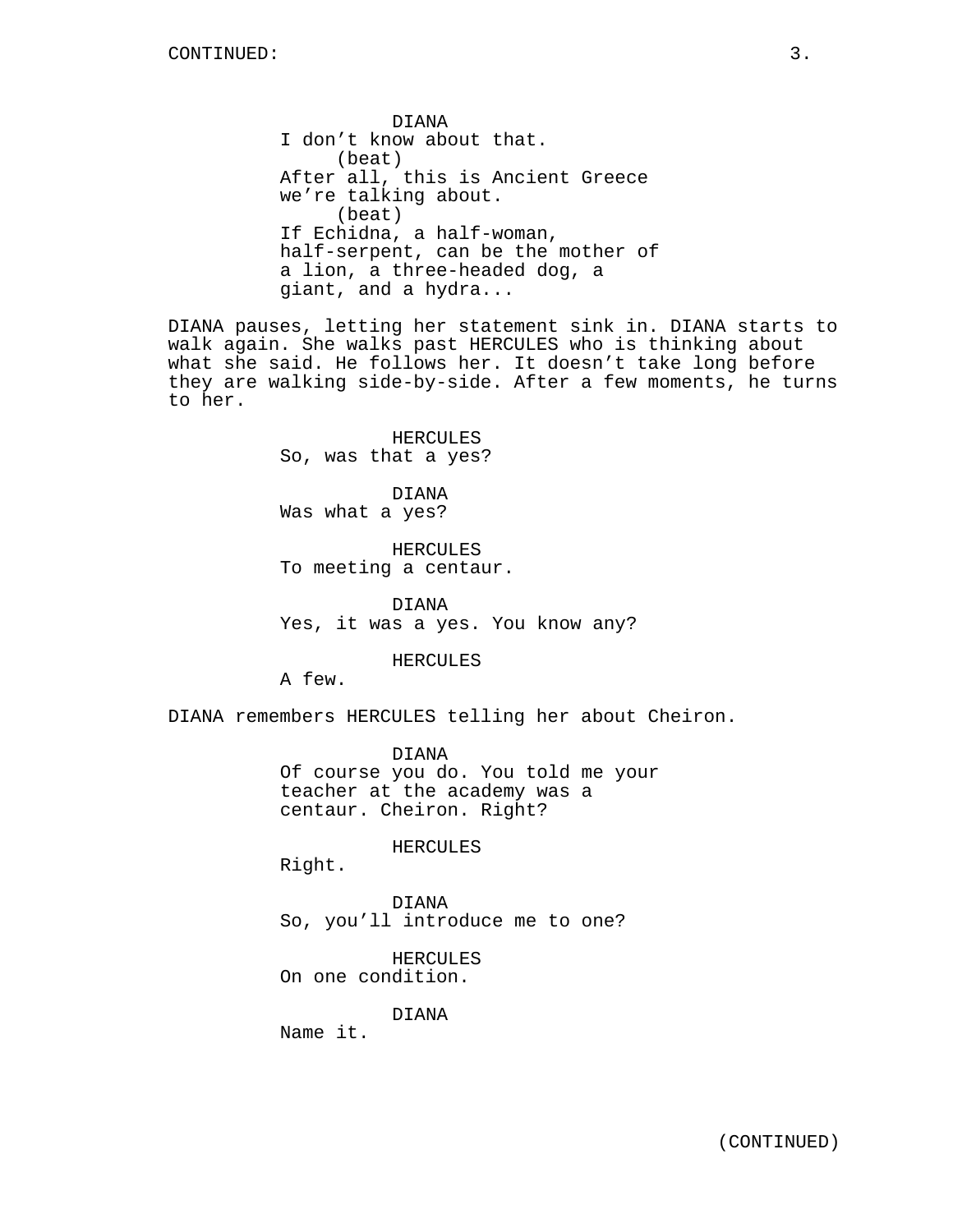CONTINUED:

DIANA
I don't know about that.
(beat)
After all, this is Ancient Greece
we're talking about.
(beat)
If Echidna, a half-woman,
half-serpent, can be the mother of
a lion, a three-headed dog, a
giant, and a hydra...

DIANA pauses, letting her statement sink in. DIANA starts to walk again. She walks past HERCULES who is thinking about what she said. He follows her. It doesn't take long before they are walking side-by-side. After a few moments, he turns to her.

HERCULES
So, was that a yes?

DIANA
Was what a yes?

HERCULES
To meeting a centaur.

DIANA
Yes, it was a yes. You know any?

HERCULES
A few.

DIANA remembers HERCULES telling her about Cheiron.

DIANA
Of course you do. You told me your
teacher at the academy was a
centaur. Cheiron. Right?

HERCULES
Right.

DIANA
So, you'll introduce me to one?

HERCULES
On one condition.

DIANA
Name it.

(CONTINUED)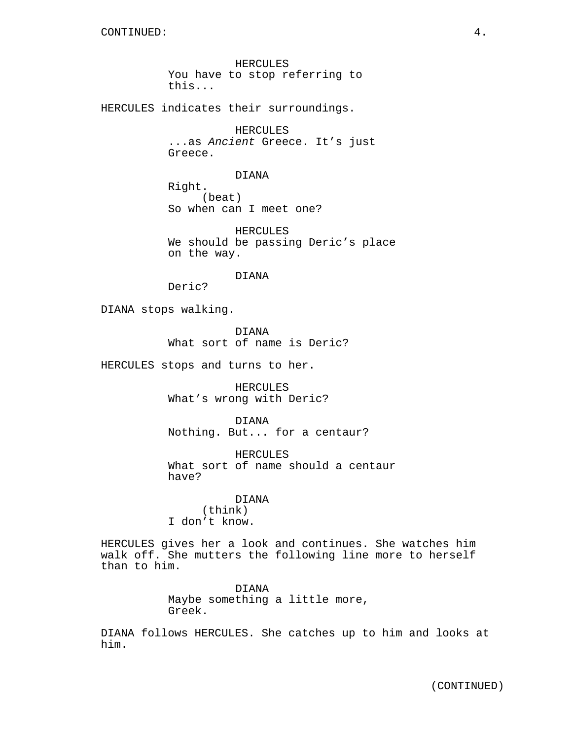HERCULES
You have to stop referring to this...

HERCULES indicates their surroundings.

HERCULES
...as *Ancient* Greece. It's just Greece.

DIANA
Right.
(beat)
So when can I meet one?

HERCULES
We should be passing Deric's place on the way.

DIANA
Deric?

DIANA stops walking.

DIANA
What sort of name is Deric?

HERCULES stops and turns to her.

HERCULES
What's wrong with Deric?

DIANA
Nothing. But... for a centaur?

HERCULES
What sort of name should a centaur have?

DIANA
(think)
I don't know.

HERCULES gives her a look and continues. She watches him walk off. She mutters the following line more to herself than to him.

DIANA
Maybe something a little more, Greek.

DIANA follows HERCULES. She catches up to him and looks at him.

(CONTINUED)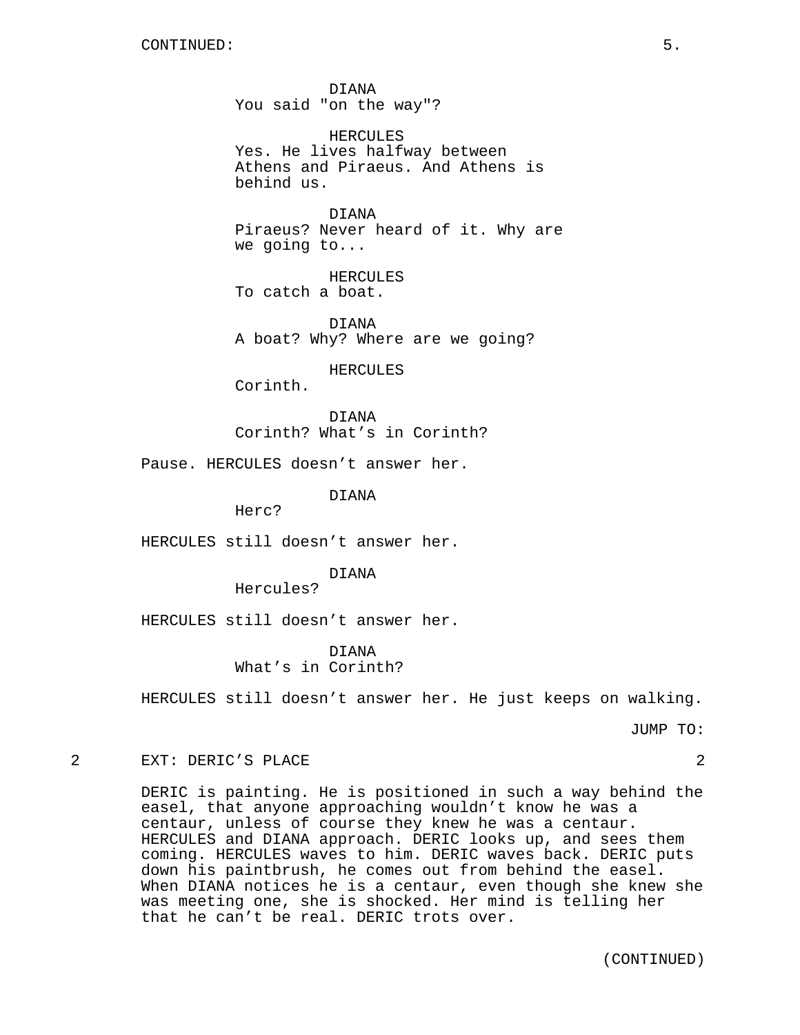CONTINUED:

DIANA
You said "on the way"?

HERCULES
Yes. He lives halfway between Athens and Piraeus. And Athens is behind us.

DIANA
Piraeus? Never heard of it. Why are we going to...

HERCULES
To catch a boat.

DIANA
A boat? Why? Where are we going?

HERCULES
Corinth.

DIANA
Corinth? What's in Corinth?

Pause. HERCULES doesn't answer her.

DIANA
Herc?

HERCULES still doesn't answer her.

DIANA
Hercules?

HERCULES still doesn't answer her.

DIANA
What's in Corinth?

HERCULES still doesn't answer her. He just keeps on walking.

JUMP TO:

2 EXT: DERIC'S PLACE 2

DERIC is painting. He is positioned in such a way behind the easel, that anyone approaching wouldn't know he was a centaur, unless of course they knew he was a centaur. HERCULES and DIANA approach. DERIC looks up, and sees them coming. HERCULES waves to him. DERIC waves back. DERIC puts down his paintbrush, he comes out from behind the easel. When DIANA notices he is a centaur, even though she knew she was meeting one, she is shocked. Her mind is telling her that he can't be real. DERIC trots over.

(CONTINUED)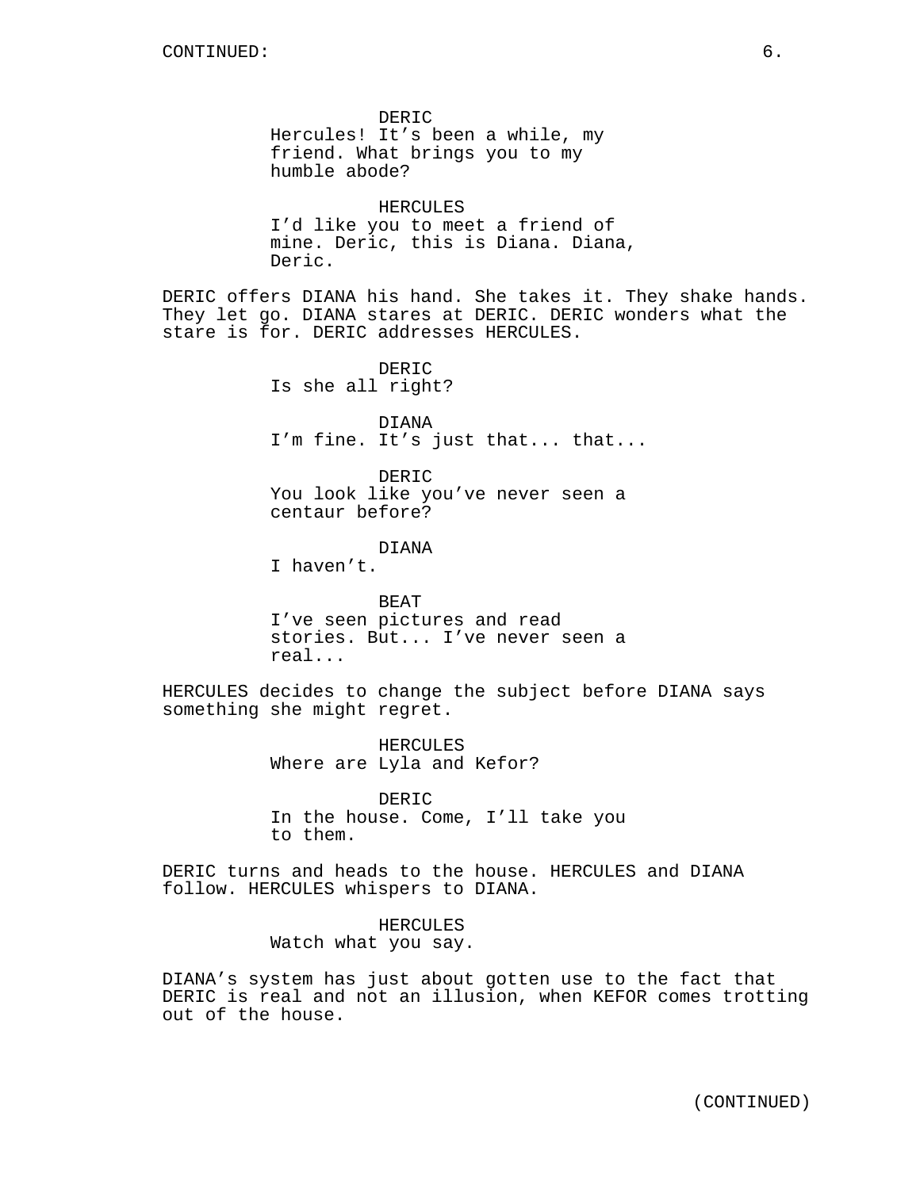DERIC
Hercules! It's been a while, my friend. What brings you to my humble abode?

HERCULES
I'd like you to meet a friend of mine. Deric, this is Diana. Diana, Deric.

DERIC offers DIANA his hand. She takes it. They shake hands. They let go. DIANA stares at DERIC. DERIC wonders what the stare is for. DERIC addresses HERCULES.

DERIC
Is she all right?

DIANA
I'm fine. It's just that... that...

DERIC
You look like you've never seen a centaur before?

DIANA
I haven't.

BEAT
I've seen pictures and read stories. But... I've never seen a real...

HERCULES decides to change the subject before DIANA says something she might regret.

HERCULES
Where are Lyla and Kefor?

DERIC
In the house. Come, I'll take you to them.

DERIC turns and heads to the house. HERCULES and DIANA follow. HERCULES whispers to DIANA.

HERCULES
Watch what you say.

DIANA's system has just about gotten use to the fact that DERIC is real and not an illusion, when KEFOR comes trotting out of the house.

(CONTINUED)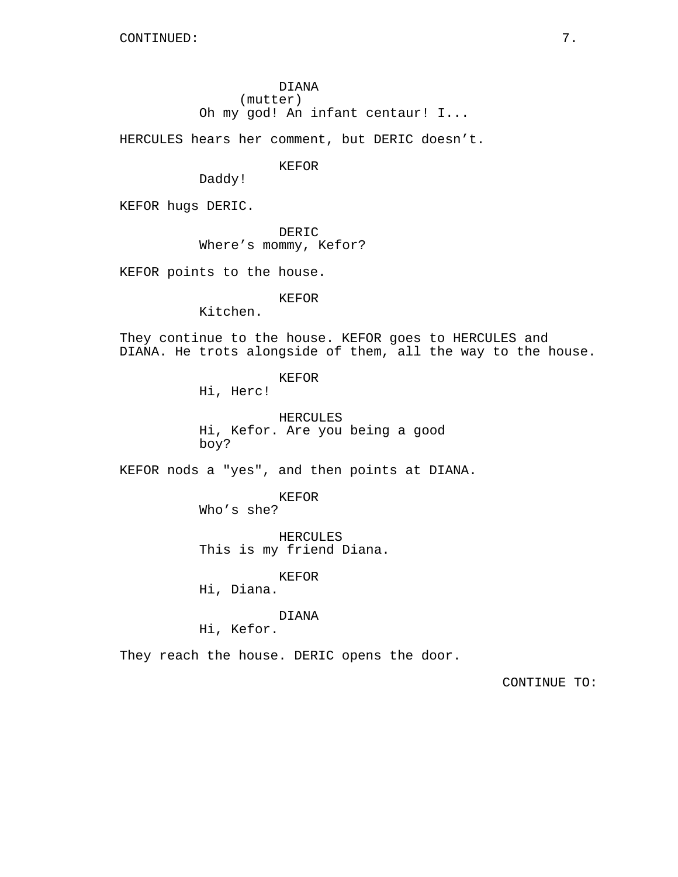CONTINUED:

DIANA
(mutter)
Oh my god! An infant centaur! I...

HERCULES hears her comment, but DERIC doesn’t.

KEFOR
Daddy!

KEFOR hugs DERIC.

DERIC
Where’s mommy, Kefor?

KEFOR points to the house.

KEFOR
Kitchen.

They continue to the house. KEFOR goes to HERCULES and DIANA. He trots alongside of them, all the way to the house.

KEFOR
Hi, Herc!

HERCULES
Hi, Kefor. Are you being a good boy?

KEFOR nods a "yes", and then points at DIANA.

KEFOR
Who’s she?

HERCULES
This is my friend Diana.

KEFOR
Hi, Diana.

DIANA
Hi, Kefor.

They reach the house. DERIC opens the door.

CONTINUE TO: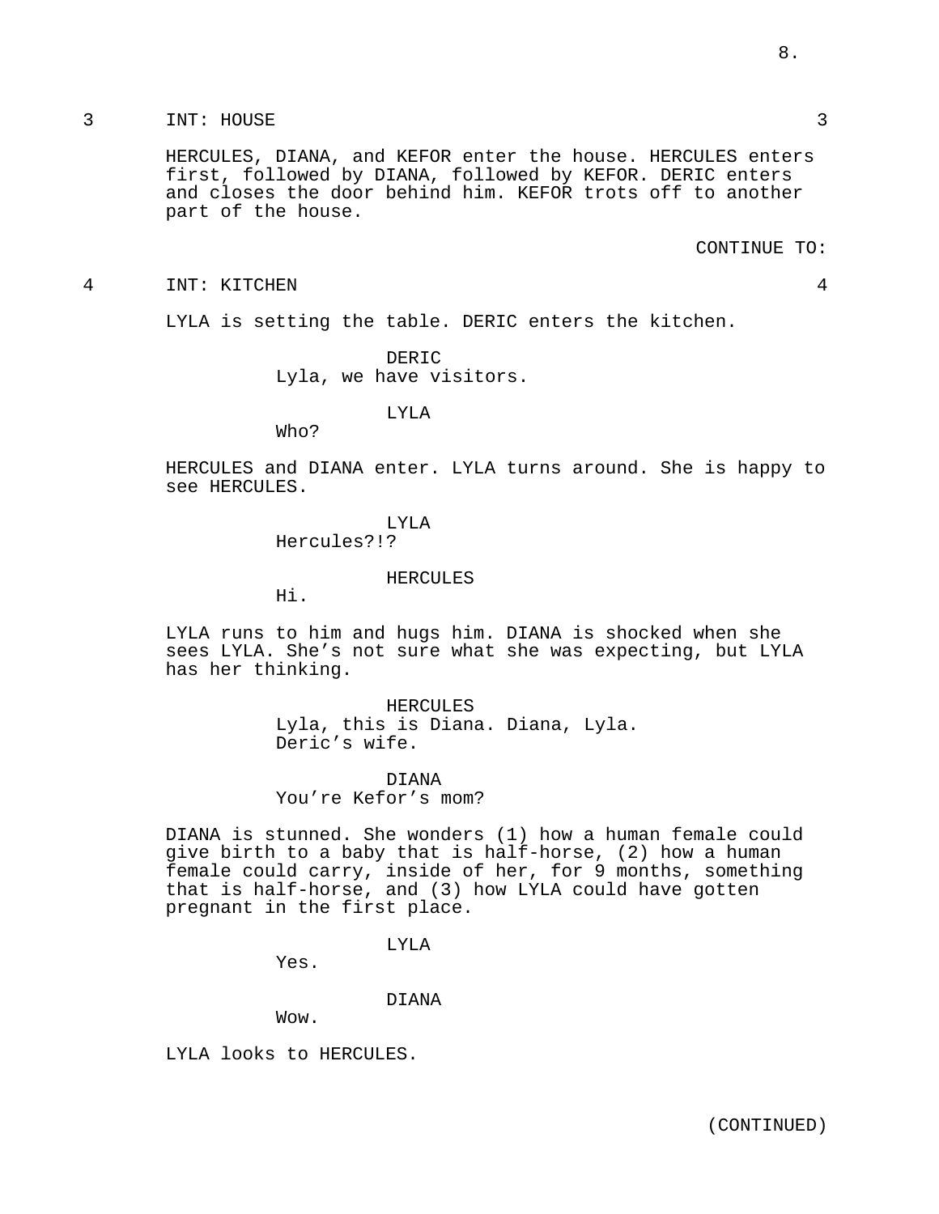3 INT: HOUSE 3

HERCULES, DIANA, and KEFOR enter the house. HERCULES enters first, followed by DIANA, followed by KEFOR. DERIC enters and closes the door behind him. KEFOR trots off to another part of the house.

CONTINUE TO:

4 INT: KITCHEN 4

LYLA is setting the table. DERIC enters the kitchen.

DERIC
Lyla, we have visitors.

LYLA
Who?

HERCULES and DIANA enter. LYLA turns around. She is happy to see HERCULES.

LYLA
Hercules?!?

HERCULES
Hi.

LYLA runs to him and hugs him. DIANA is shocked when she sees LYLA. She's not sure what she was expecting, but LYLA has her thinking.

HERCULES
Lyla, this is Diana. Diana, Lyla. Deric's wife.

DIANA
You're Kefor's mom?

DIANA is stunned. She wonders (1) how a human female could give birth to a baby that is half-horse, (2) how a human female could carry, inside of her, for 9 months, something that is half-horse, and (3) how LYLA could have gotten pregnant in the first place.

LYLA
Yes.

DIANA
Wow.

LYLA looks to HERCULES.

(CONTINUED)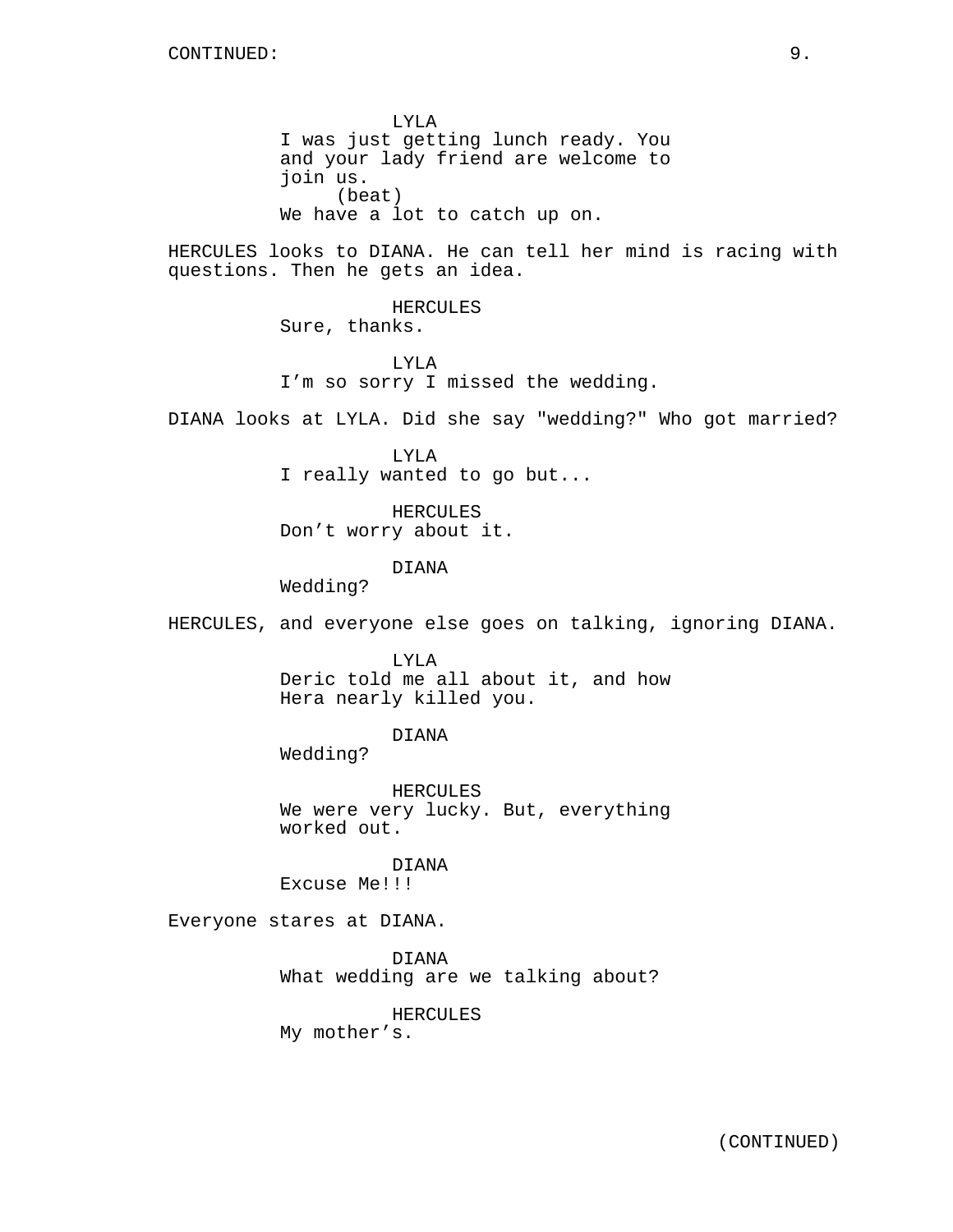CONTINUED:

LYLA
I was just getting lunch ready. You and your lady friend are welcome to join us.
(beat)
We have a lot to catch up on.

HERCULES looks to DIANA. He can tell her mind is racing with questions. Then he gets an idea.

HERCULES
Sure, thanks.

LYLA
I'm so sorry I missed the wedding.

DIANA looks at LYLA. Did she say "wedding?" Who got married?

LYLA
I really wanted to go but...

HERCULES
Don't worry about it.

DIANA
Wedding?

HERCULES, and everyone else goes on talking, ignoring DIANA.

LYLA
Deric told me all about it, and how Hera nearly killed you.

DIANA
Wedding?

HERCULES
We were very lucky. But, everything worked out.

DIANA
Excuse Me!!!

Everyone stares at DIANA.

DIANA
What wedding are we talking about?

HERCULES
My mother's.

(CONTINUED)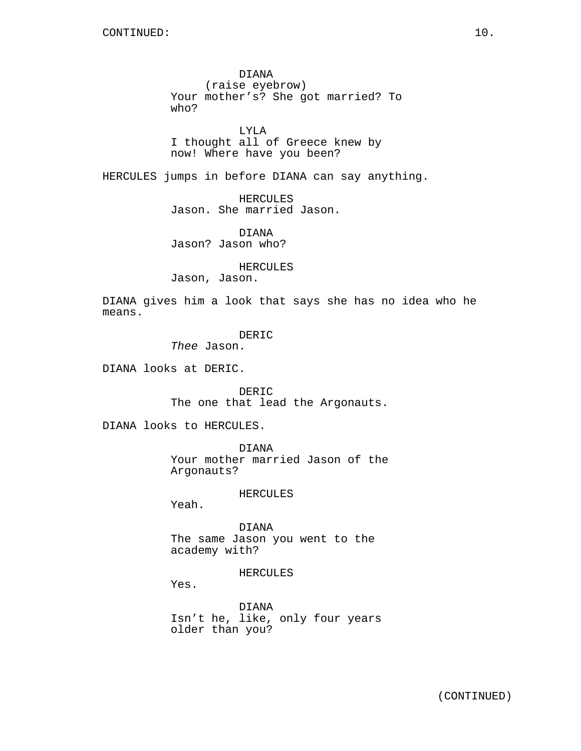DIANA
(raise eyebrow)
Your mother's? She got married? To who?

LYLA
I thought all of Greece knew by now! Where have you been?

HERCULES jumps in before DIANA can say anything.

HERCULES
Jason. She married Jason.

DIANA
Jason? Jason who?

HERCULES
Jason, Jason.

DIANA gives him a look that says she has no idea who he means.

DERIC
*Thee* Jason.

DIANA looks at DERIC.

DERIC
The one that lead the Argonauts.

DIANA looks to HERCULES.

DIANA
Your mother married Jason of the Argonauts?

HERCULES
Yeah.

DIANA
The same Jason you went to the academy with?

HERCULES
Yes.

DIANA
Isn't he, like, only four years older than you?

(CONTINUED)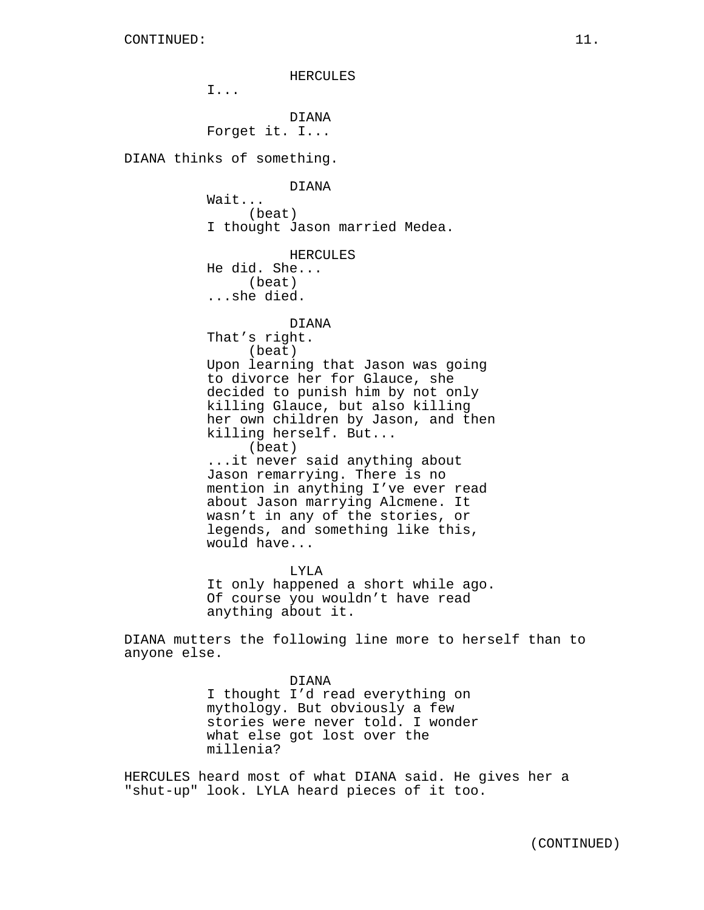HERCULES
I...

DIANA
Forget it. I...

DIANA thinks of something.

DIANA
Wait...
(beat)
I thought Jason married Medea.

HERCULES
He did. She...
(beat)
...she died.

DIANA
That's right.
(beat)
Upon learning that Jason was going to divorce her for Glauce, she decided to punish him by not only killing Glauce, but also killing her own children by Jason, and then killing herself. But...
(beat)
...it never said anything about Jason remarrying. There is no mention in anything I've ever read about Jason marrying Alcmene. It wasn't in any of the stories, or legends, and something like this, would have...

LYLA
It only happened a short while ago. Of course you wouldn't have read anything about it.

DIANA mutters the following line more to herself than to anyone else.

DIANA
I thought I'd read everything on mythology. But obviously a few stories were never told. I wonder what else got lost over the millenia?

HERCULES heard most of what DIANA said. He gives her a "shut-up" look. LYLA heard pieces of it too.

(CONTINUED)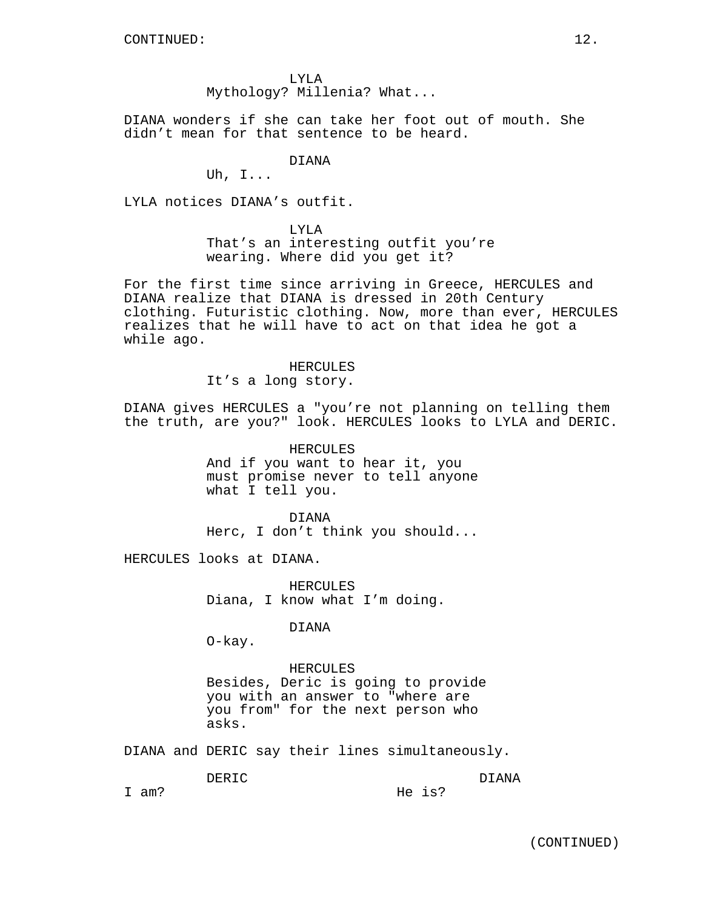CONTINUED:

LYLA
Mythology? Millenia? What...

DIANA wonders if she can take her foot out of mouth. She didn't mean for that sentence to be heard.

DIANA
Uh, I...

LYLA notices DIANA's outfit.

LYLA
That's an interesting outfit you're wearing. Where did you get it?

For the first time since arriving in Greece, HERCULES and DIANA realize that DIANA is dressed in 20th Century clothing. Futuristic clothing. Now, more than ever, HERCULES realizes that he will have to act on that idea he got a while ago.

HERCULES
It's a long story.

DIANA gives HERCULES a "you're not planning on telling them the truth, are you?" look. HERCULES looks to LYLA and DERIC.

HERCULES
And if you want to hear it, you must promise never to tell anyone what I tell you.

DIANA
Herc, I don't think you should...

HERCULES looks at DIANA.

HERCULES
Diana, I know what I'm doing.

DIANA
O-kay.

HERCULES
Besides, Deric is going to provide you with an answer to "where are you from" for the next person who asks.

DIANA and DERIC say their lines simultaneously.

DERIC
I am?

DIANA
He is?

(CONTINUED)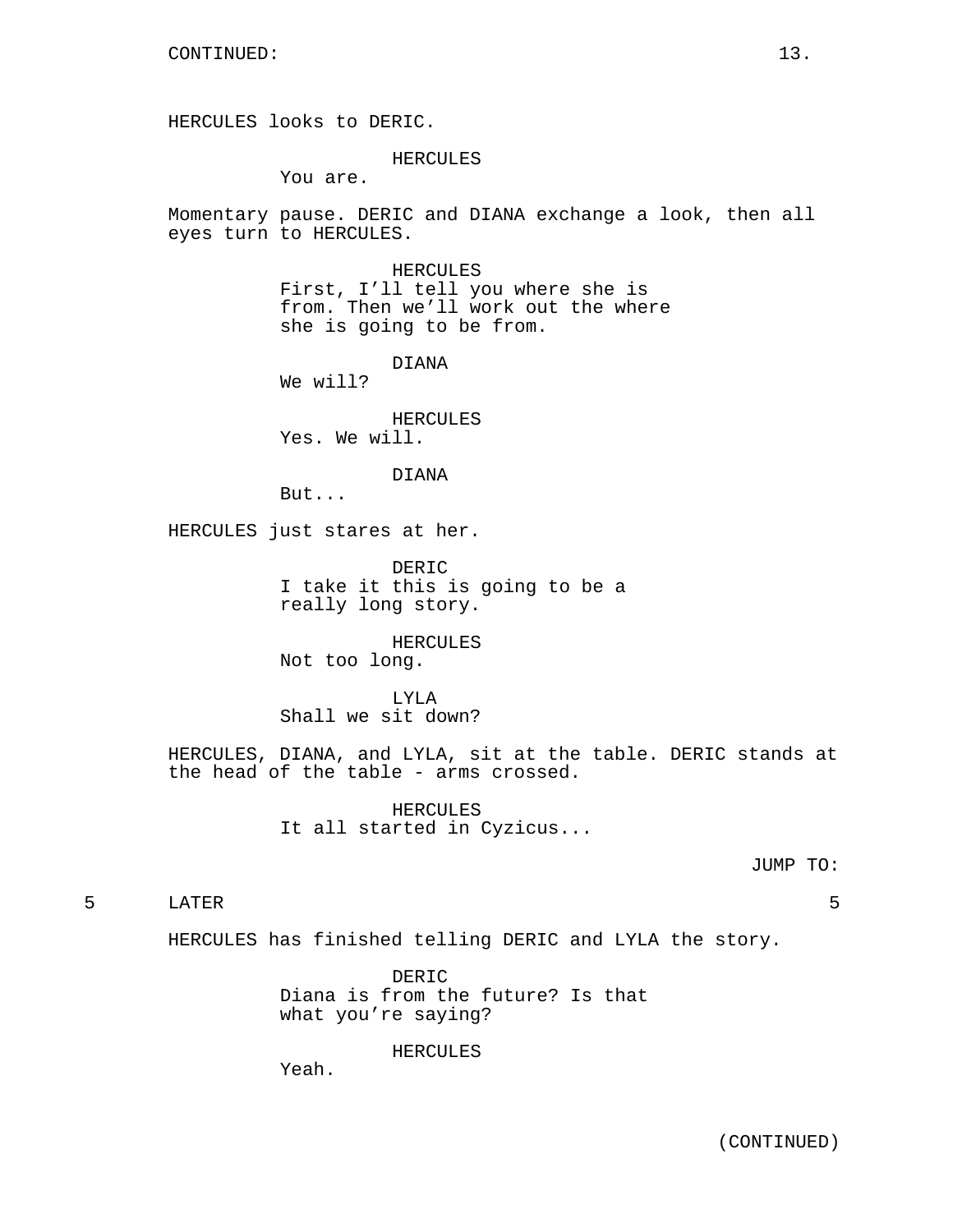CONTINUED:

HERCULES looks to DERIC.

HERCULES
You are.

Momentary pause. DERIC and DIANA exchange a look, then all eyes turn to HERCULES.

HERCULES
First, I'll tell you where she is from. Then we'll work out the where she is going to be from.

DIANA
We will?

HERCULES
Yes. We will.

DIANA
But...

HERCULES just stares at her.

DERIC
I take it this is going to be a really long story.

HERCULES
Not too long.

LYLA
Shall we sit down?

HERCULES, DIANA, and LYLA, sit at the table. DERIC stands at the head of the table - arms crossed.

HERCULES
It all started in Cyzicus...

JUMP TO:

5 LATER 5

HERCULES has finished telling DERIC and LYLA the story.

DERIC
Diana is from the future? Is that what you're saying?

HERCULES
Yeah.

(CONTINUED)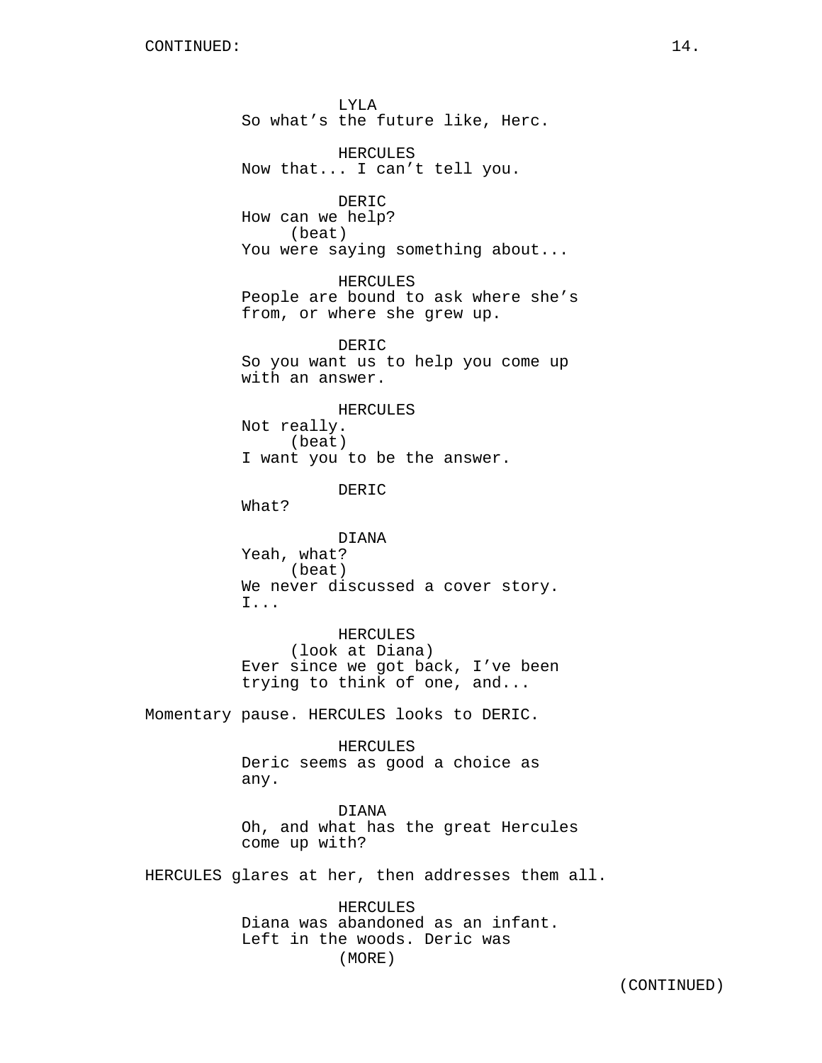LYLA
So what's the future like, Herc.

HERCULES
Now that... I can't tell you.

DERIC
How can we help?
(beat)
You were saying something about...

HERCULES
People are bound to ask where she's from, or where she grew up.

DERIC
So you want us to help you come up with an answer.

HERCULES
Not really.
(beat)
I want you to be the answer.

DERIC
What?

DIANA
Yeah, what?
(beat)
We never discussed a cover story. I...

HERCULES
(look at Diana)
Ever since we got back, I've been trying to think of one, and...

Momentary pause. HERCULES looks to DERIC.

HERCULES
Deric seems as good a choice as any.

DIANA
Oh, and what has the great Hercules come up with?

HERCULES glares at her, then addresses them all.

HERCULES
Diana was abandoned as an infant. Left in the woods. Deric was
(MORE)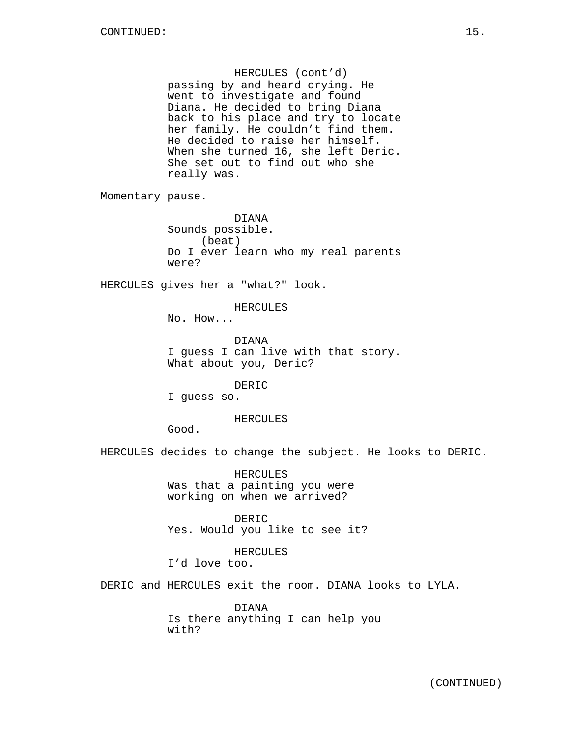HERCULES (cont'd)
passing by and heard crying. He went to investigate and found Diana. He decided to bring Diana back to his place and try to locate her family. He couldn't find them. He decided to raise her himself. When she turned 16, she left Deric. She set out to find out who she really was.

Momentary pause.

DIANA
Sounds possible.
(beat)
Do I ever learn who my real parents were?

HERCULES gives her a "what?" look.

HERCULES
No. How...

DIANA
I guess I can live with that story. What about you, Deric?

DERIC
I guess so.

HERCULES
Good.

HERCULES decides to change the subject. He looks to DERIC.

HERCULES
Was that a painting you were working on when we arrived?

DERIC
Yes. Would you like to see it?

HERCULES
I'd love too.

DERIC and HERCULES exit the room. DIANA looks to LYLA.

DIANA
Is there anything I can help you with?

(CONTINUED)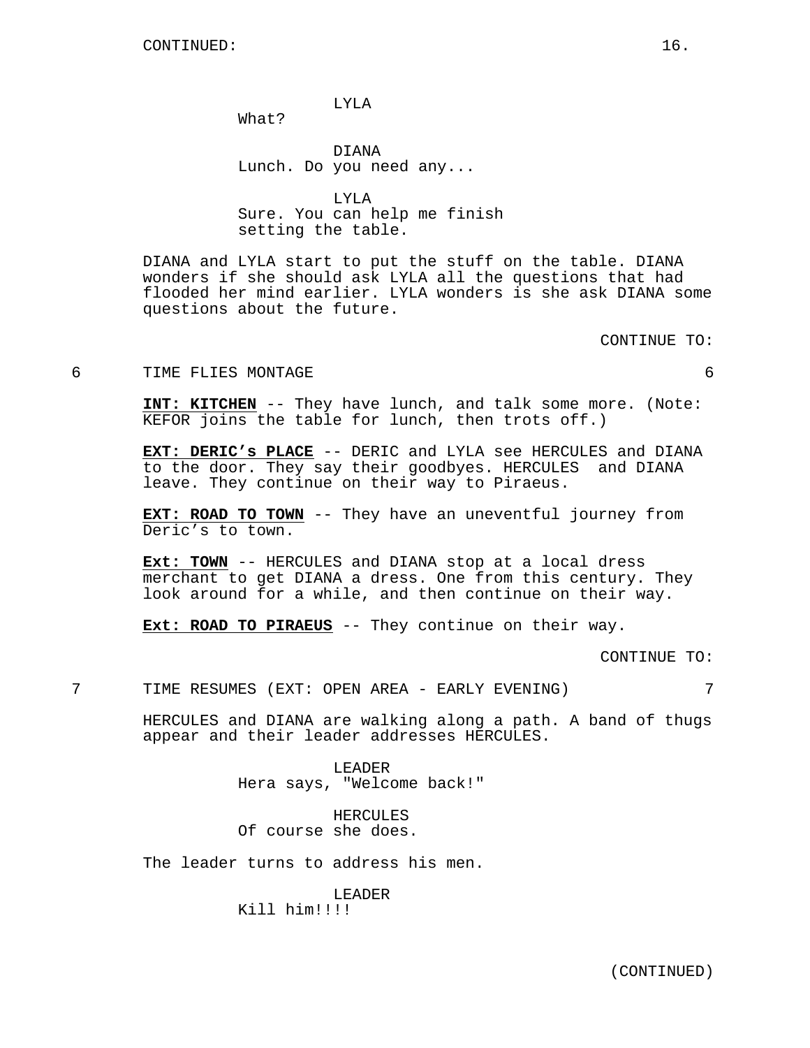LYLA
What?

DIANA
Lunch. Do you need any...

LYLA
Sure. You can help me finish setting the table.

DIANA and LYLA start to put the stuff on the table. DIANA wonders if she should ask LYLA all the questions that had flooded her mind earlier. LYLA wonders is she ask DIANA some questions about the future.

CONTINUE TO:

6 TIME FLIES MONTAGE 6

**INT: KITCHEN** -- They have lunch, and talk some more. (Note: KEFOR joins the table for lunch, then trots off.)

**EXT: DERIC's PLACE** -- DERIC and LYLA see HERCULES and DIANA to the door. They say their goodbyes. HERCULES and DIANA leave. They continue on their way to Piraeus.

**EXT: ROAD TO TOWN** -- They have an uneventful journey from Deric's to town.

**Ext: TOWN** -- HERCULES and DIANA stop at a local dress merchant to get DIANA a dress. One from this century. They look around for a while, and then continue on their way.

**Ext: ROAD TO PIRAEUS** -- They continue on their way.

CONTINUE TO:

7 TIME RESUMES (EXT: OPEN AREA - EARLY EVENING) 7

HERCULES and DIANA are walking along a path. A band of thugs appear and their leader addresses HERCULES.

LEADER
Hera says, "Welcome back!"

HERCULES
Of course she does.

The leader turns to address his men.

LEADER
Kill him!!!!

(CONTINUED)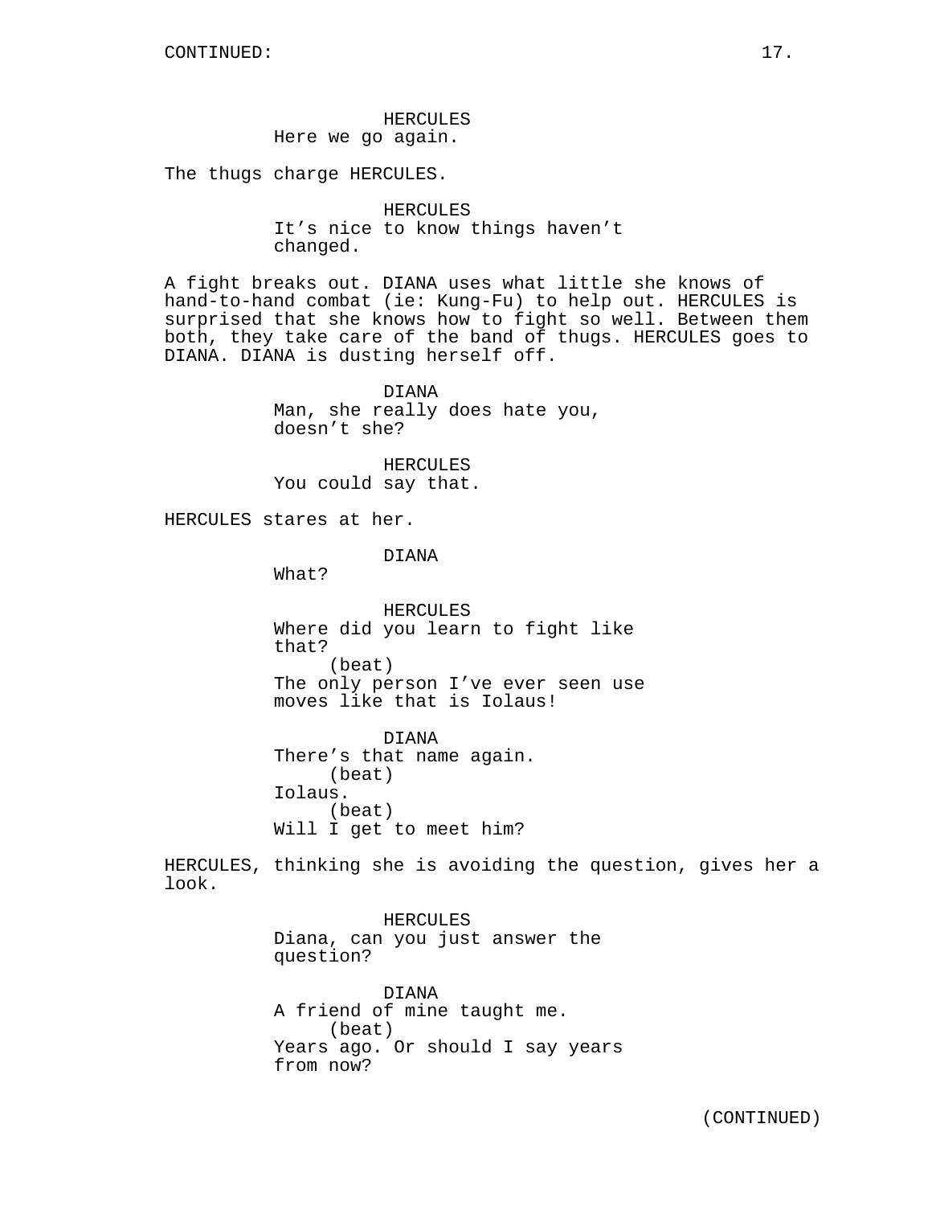HERCULES
Here we go again.

The thugs charge HERCULES.

HERCULES
It's nice to know things haven't changed.

A fight breaks out. DIANA uses what little she knows of hand-to-hand combat (ie: Kung-Fu) to help out. HERCULES is surprised that she knows how to fight so well. Between them both, they take care of the band of thugs. HERCULES goes to DIANA. DIANA is dusting herself off.

DIANA
Man, she really does hate you, doesn't she?

HERCULES
You could say that.

HERCULES stares at her.

DIANA
What?

HERCULES
Where did you learn to fight like that?
(beat)
The only person I've ever seen use moves like that is Iolaus!

DIANA
There's that name again.
(beat)
Iolaus.
(beat)
Will I get to meet him?

HERCULES, thinking she is avoiding the question, gives her a look.

HERCULES
Diana, can you just answer the question?

DIANA
A friend of mine taught me.
(beat)
Years ago. Or should I say years from now?

(CONTINUED)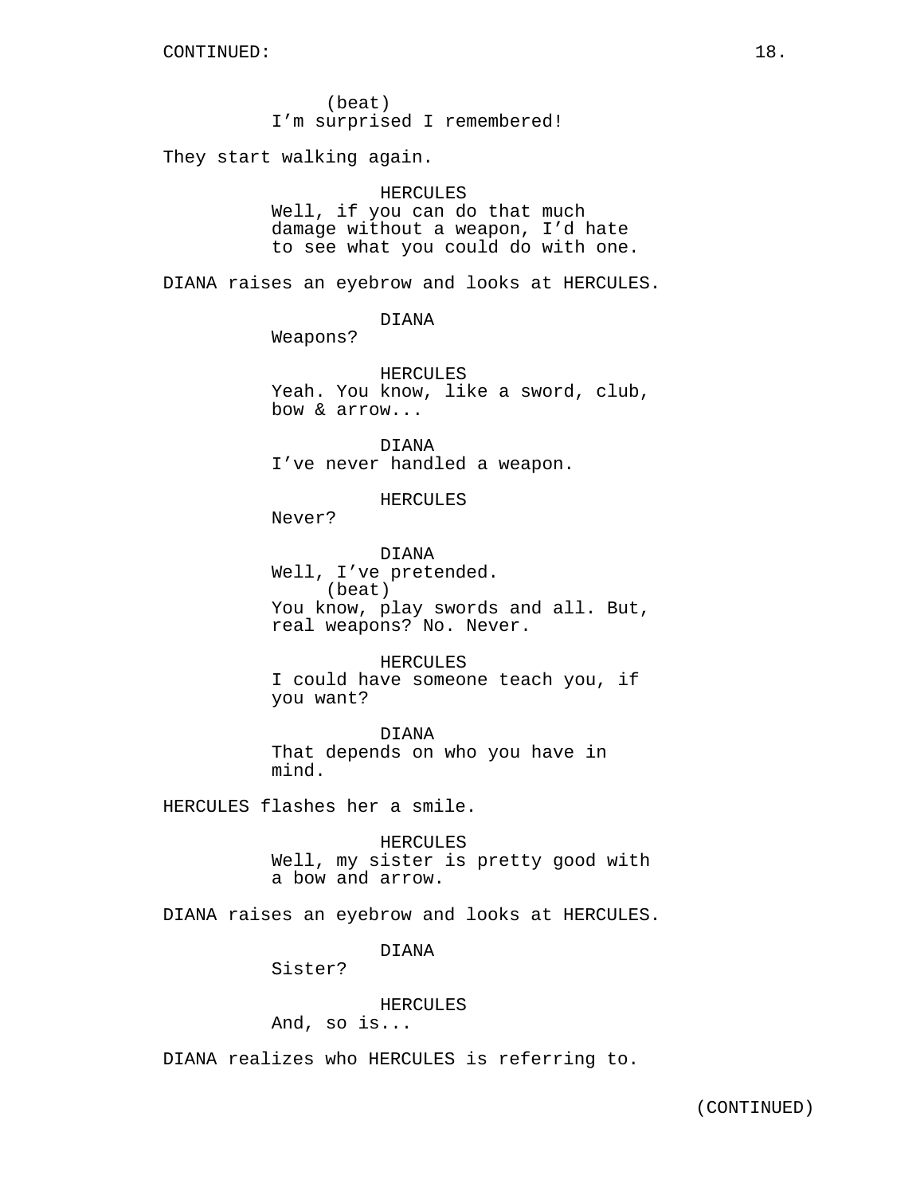(beat)
I'm surprised I remembered!

They start walking again.

HERCULES
Well, if you can do that much damage without a weapon, I'd hate to see what you could do with one.

DIANA raises an eyebrow and looks at HERCULES.

DIANA
Weapons?

HERCULES
Yeah. You know, like a sword, club, bow & arrow...

DIANA
I've never handled a weapon.

HERCULES
Never?

DIANA
Well, I've pretended.
(beat)
You know, play swords and all. But, real weapons? No. Never.

HERCULES
I could have someone teach you, if you want?

DIANA
That depends on who you have in mind.

HERCULES flashes her a smile.

HERCULES
Well, my sister is pretty good with a bow and arrow.

DIANA raises an eyebrow and looks at HERCULES.

DIANA
Sister?

HERCULES
And, so is...

DIANA realizes who HERCULES is referring to.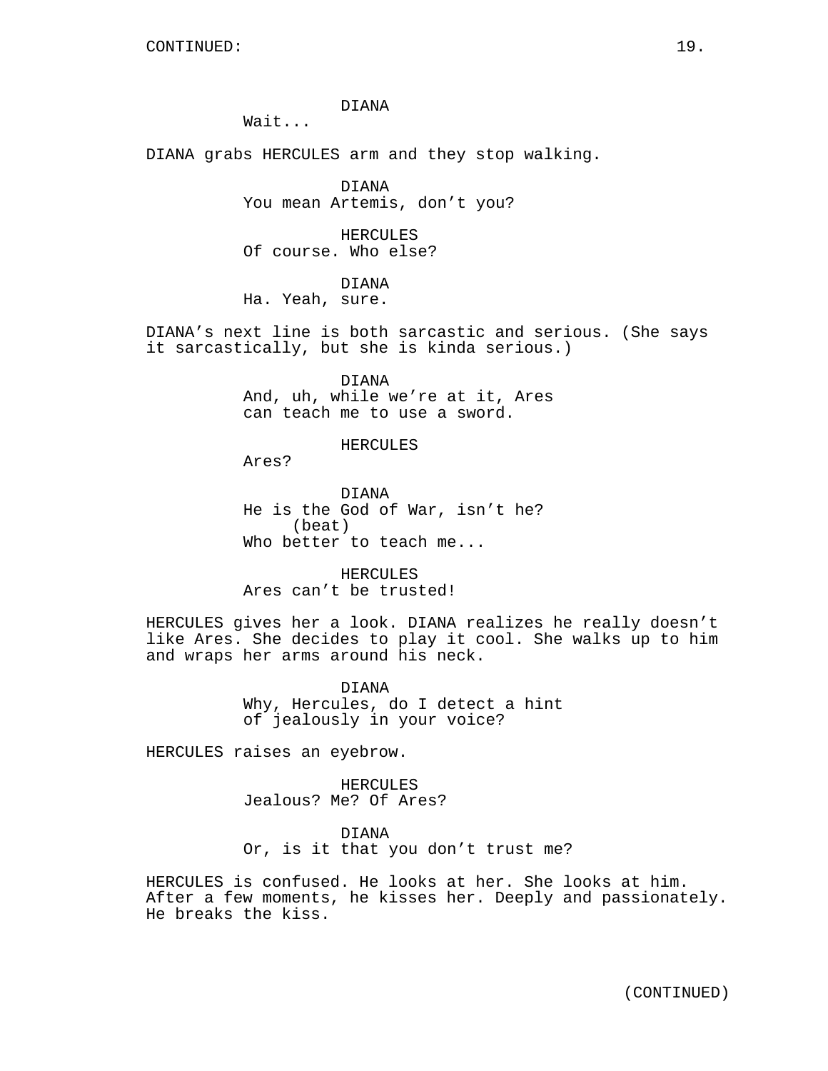DIANA
Wait...

DIANA grabs HERCULES arm and they stop walking.

DIANA
You mean Artemis, don't you?

HERCULES
Of course. Who else?

DIANA
Ha. Yeah, sure.

DIANA's next line is both sarcastic and serious. (She says it sarcastically, but she is kinda serious.)

DIANA
And, uh, while we're at it, Ares can teach me to use a sword.

HERCULES
Ares?

DIANA
He is the God of War, isn't he?
(beat)
Who better to teach me...

HERCULES
Ares can't be trusted!

HERCULES gives her a look. DIANA realizes he really doesn't like Ares. She decides to play it cool. She walks up to him and wraps her arms around his neck.

DIANA
Why, Hercules, do I detect a hint of jealously in your voice?

HERCULES raises an eyebrow.

HERCULES
Jealous? Me? Of Ares?

DIANA
Or, is it that you don't trust me?

HERCULES is confused. He looks at her. She looks at him. After a few moments, he kisses her. Deeply and passionately. He breaks the kiss.

(CONTINUED)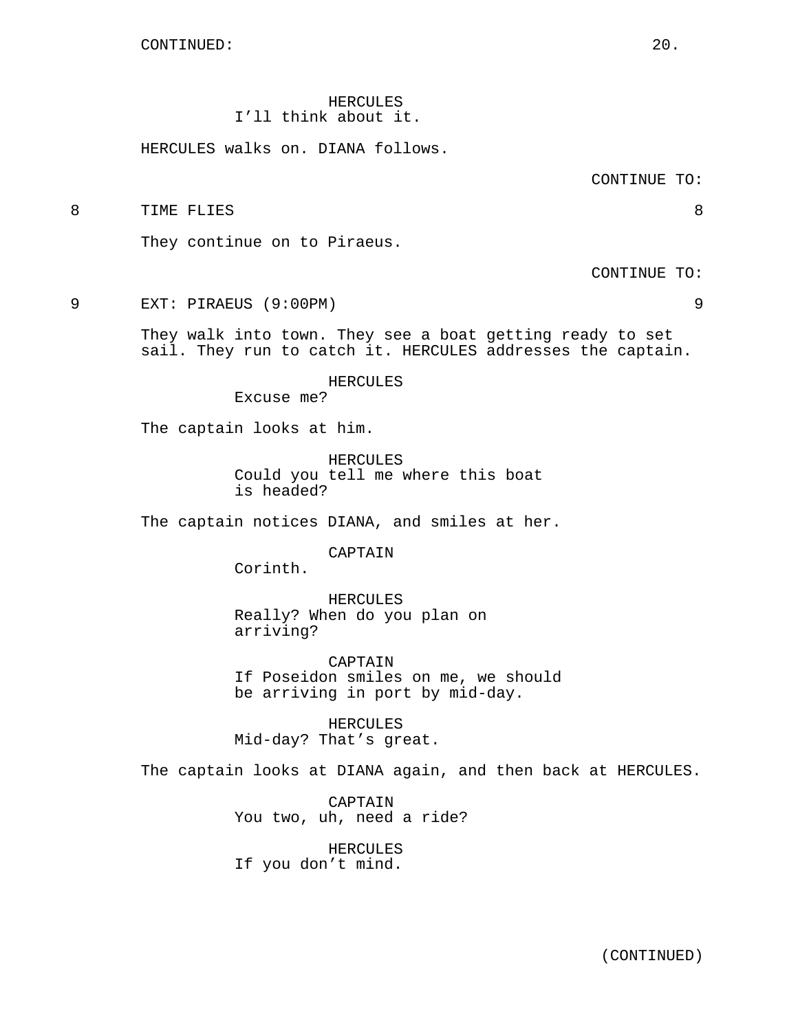HERCULES
I'll think about it.

HERCULES walks on. DIANA follows.

CONTINUE TO:

8 TIME FLIES 8

They continue on to Piraeus.

CONTINUE TO:

9 EXT: PIRAEUS (9:00PM) 9

They walk into town. They see a boat getting ready to set sail. They run to catch it. HERCULES addresses the captain.

HERCULES
Excuse me?

The captain looks at him.

HERCULES
Could you tell me where this boat is headed?

The captain notices DIANA, and smiles at her.

CAPTAIN
Corinth.

HERCULES
Really? When do you plan on arriving?

CAPTAIN
If Poseidon smiles on me, we should be arriving in port by mid-day.

HERCULES
Mid-day? That's great.

The captain looks at DIANA again, and then back at HERCULES.

CAPTAIN
You two, uh, need a ride?

HERCULES
If you don't mind.

(CONTINUED)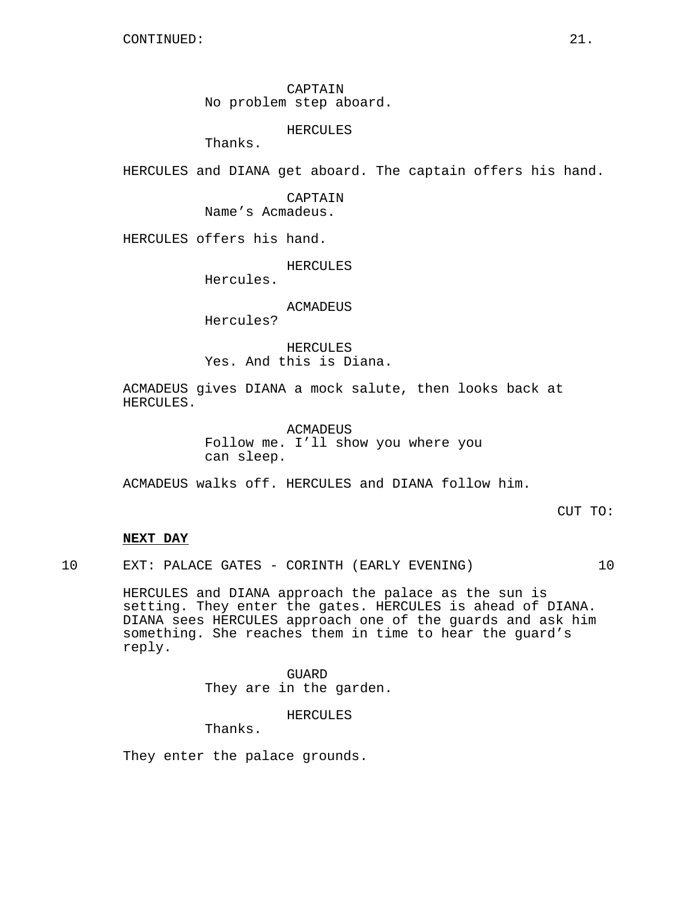CONTINUED:

CAPTAIN
No problem step aboard.

HERCULES
Thanks.

HERCULES and DIANA get aboard. The captain offers his hand.

CAPTAIN
Name's Acmadeus.

HERCULES offers his hand.

HERCULES
Hercules.

ACMADEUS
Hercules?

HERCULES
Yes. And this is Diana.

ACMADEUS gives DIANA a mock salute, then looks back at HERCULES.

ACMADEUS
Follow me. I'll show you where you can sleep.

ACMADEUS walks off. HERCULES and DIANA follow him.

CUT TO:

**NEXT DAY**

10 EXT: PALACE GATES - CORINTH (EARLY EVENING) 10

HERCULES and DIANA approach the palace as the sun is setting. They enter the gates. HERCULES is ahead of DIANA. DIANA sees HERCULES approach one of the guards and ask him something. She reaches them in time to hear the guard's reply.

GUARD
They are in the garden.

HERCULES
Thanks.

They enter the palace grounds.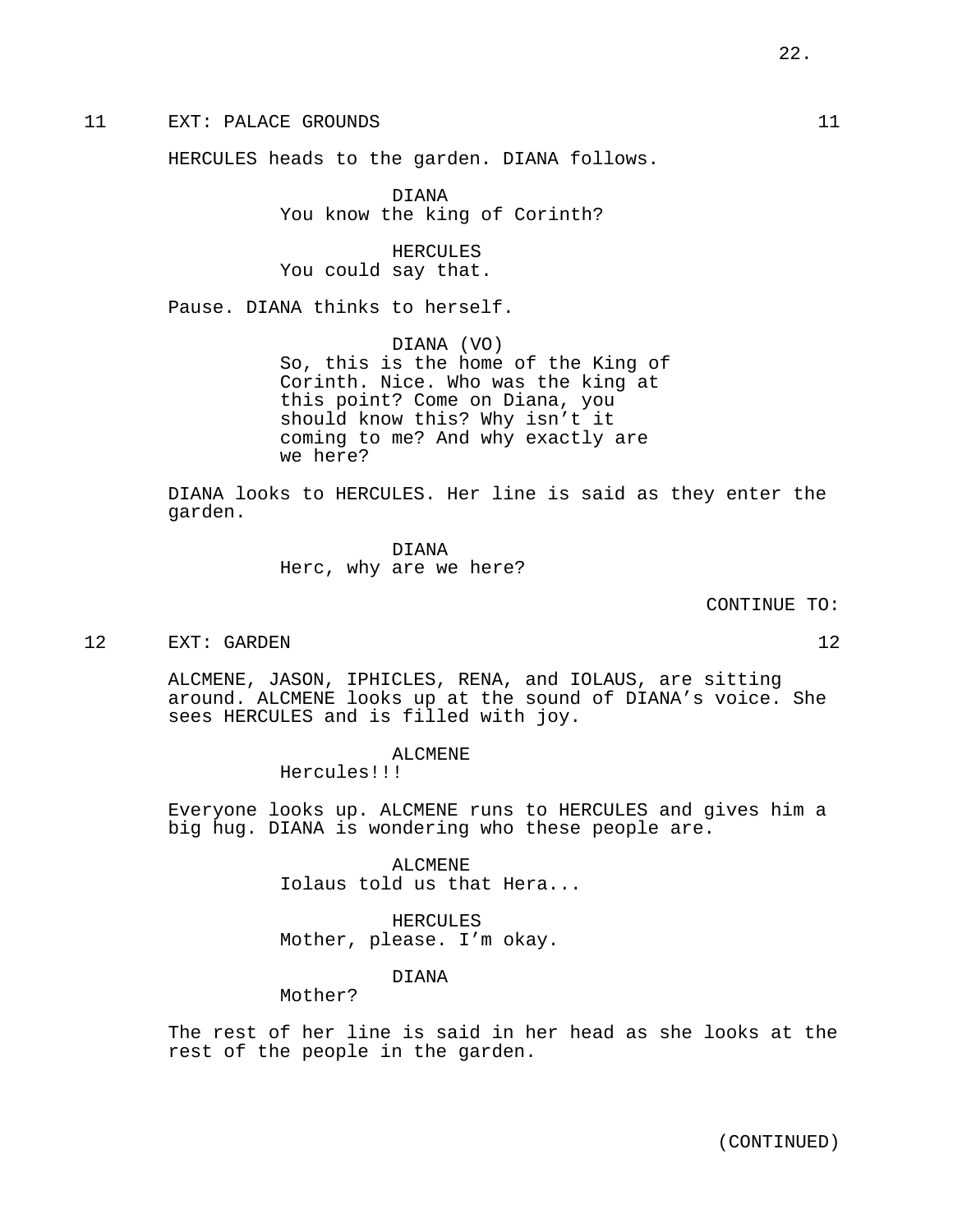11 EXT: PALACE GROUNDS 11

HERCULES heads to the garden. DIANA follows.

DIANA
You know the king of Corinth?

HERCULES
You could say that.

Pause. DIANA thinks to herself.

DIANA (VO)
So, this is the home of the King of Corinth. Nice. Who was the king at this point? Come on Diana, you should know this? Why isn't it coming to me? And why exactly are we here?

DIANA looks to HERCULES. Her line is said as they enter the garden.

DIANA
Herc, why are we here?

CONTINUE TO:

12 EXT: GARDEN 12

ALCMENE, JASON, IPHICLES, RENA, and IOLAUS, are sitting around. ALCMENE looks up at the sound of DIANA's voice. She sees HERCULES and is filled with joy.

ALCMENE
Hercules!!!

Everyone looks up. ALCMENE runs to HERCULES and gives him a big hug. DIANA is wondering who these people are.

ALCMENE
Iolaus told us that Hera...

HERCULES
Mother, please. I'm okay.

DIANA
Mother?

The rest of her line is said in her head as she looks at the rest of the people in the garden.

(CONTINUED)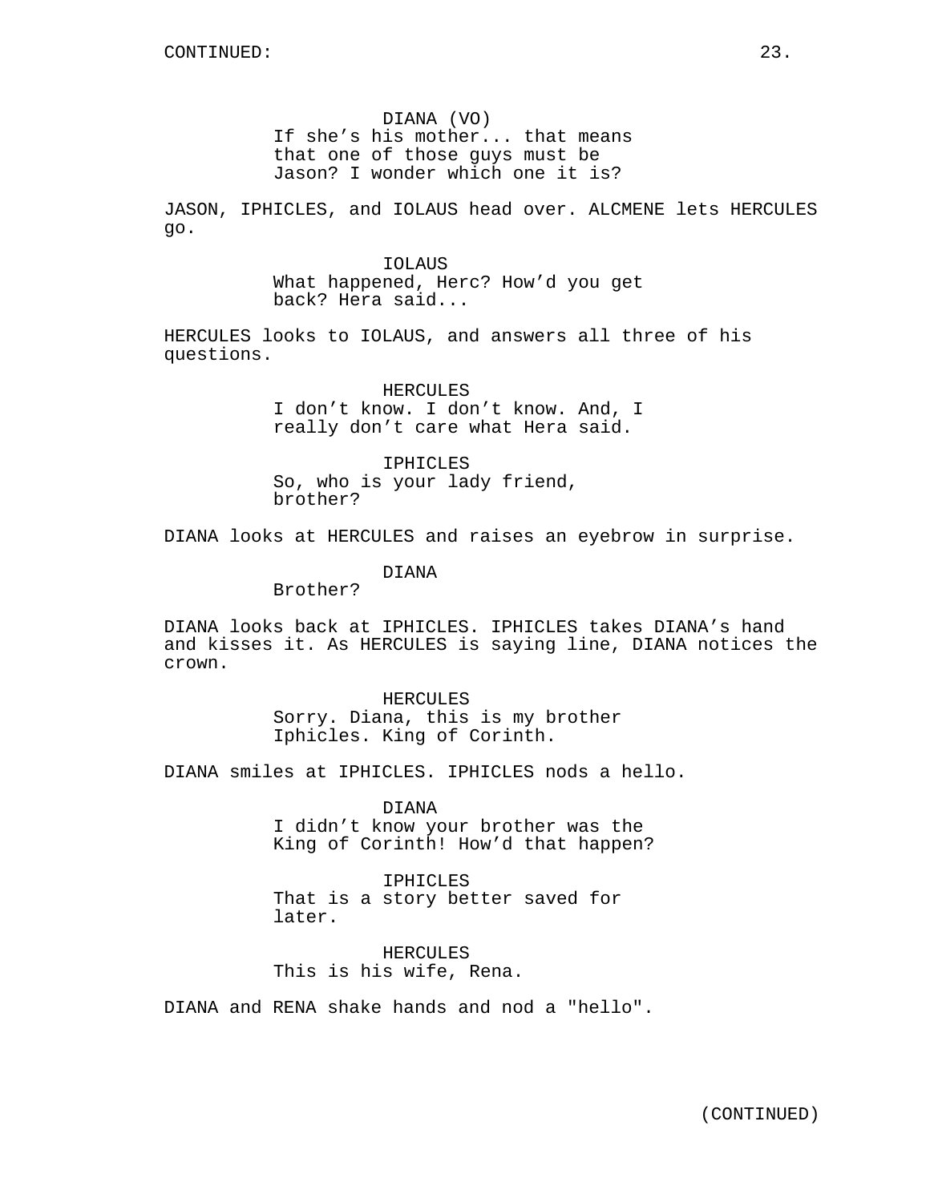DIANA (VO)
If she's his mother... that means that one of those guys must be Jason? I wonder which one it is?

JASON, IPHICLES, and IOLAUS head over. ALCMENE lets HERCULES go.

IOLAUS
What happened, Herc? How'd you get back? Hera said...

HERCULES looks to IOLAUS, and answers all three of his questions.

HERCULES
I don't know. I don't know. And, I really don't care what Hera said.

IPHICLES
So, who is your lady friend, brother?

DIANA looks at HERCULES and raises an eyebrow in surprise.

DIANA
Brother?

DIANA looks back at IPHICLES. IPHICLES takes DIANA's hand and kisses it. As HERCULES is saying line, DIANA notices the crown.

HERCULES
Sorry. Diana, this is my brother Iphicles. King of Corinth.

DIANA smiles at IPHICLES. IPHICLES nods a hello.

DIANA
I didn't know your brother was the King of Corinth! How'd that happen?

IPHICLES
That is a story better saved for later.

HERCULES
This is his wife, Rena.

DIANA and RENA shake hands and nod a "hello".

(CONTINUED)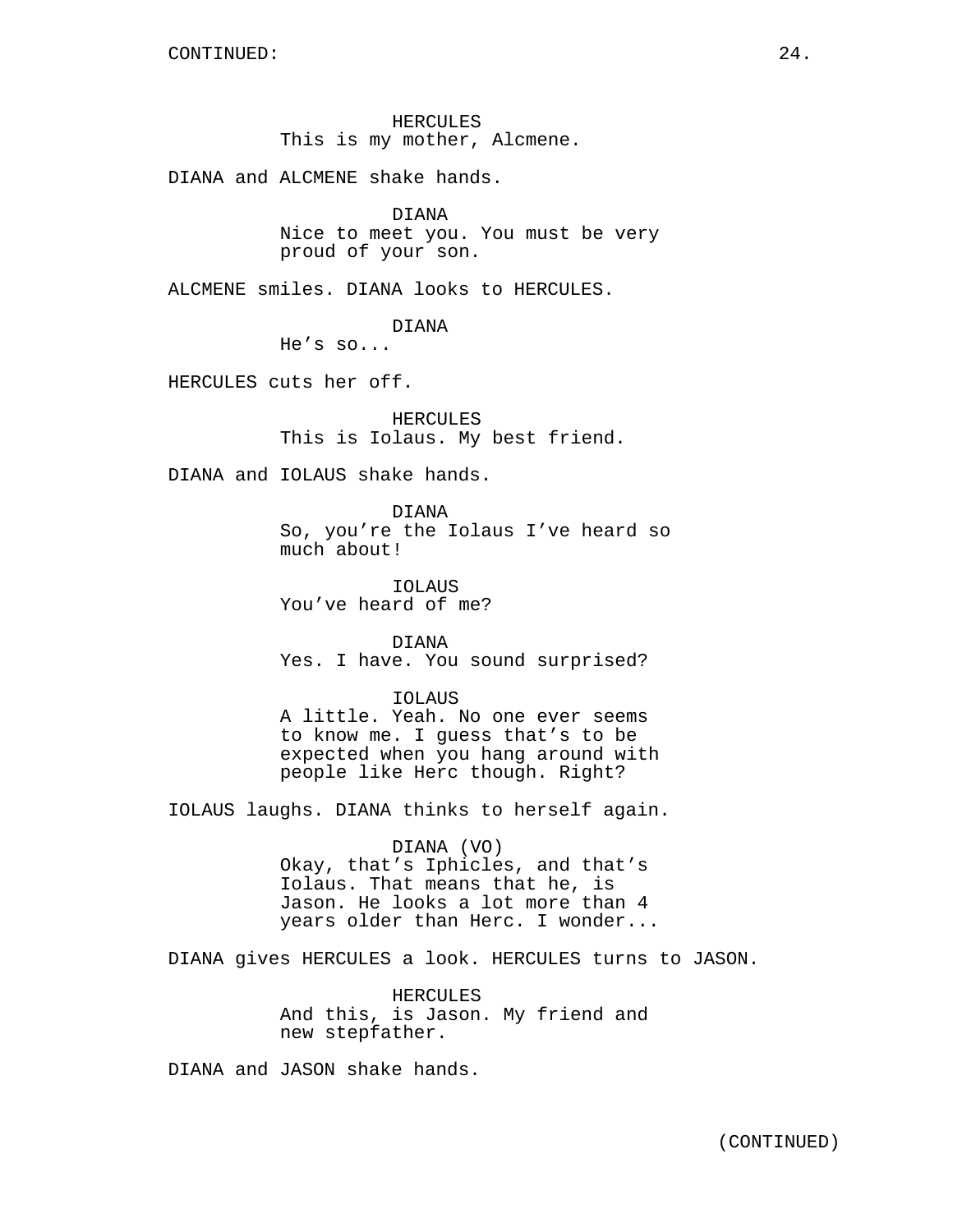HERCULES
This is my mother, Alcmene.

DIANA and ALCMENE shake hands.

DIANA
Nice to meet you. You must be very proud of your son.

ALCMENE smiles. DIANA looks to HERCULES.

DIANA
He's so...

HERCULES cuts her off.

HERCULES
This is Iolaus. My best friend.

DIANA and IOLAUS shake hands.

DIANA
So, you're the Iolaus I've heard so much about!

IOLAUS
You've heard of me?

DIANA
Yes. I have. You sound surprised?

IOLAUS
A little. Yeah. No one ever seems to know me. I guess that's to be expected when you hang around with people like Herc though. Right?

IOLAUS laughs. DIANA thinks to herself again.

DIANA (VO)
Okay, that's Iphicles, and that's Iolaus. That means that he, is Jason. He looks a lot more than 4 years older than Herc. I wonder...

DIANA gives HERCULES a look. HERCULES turns to JASON.

HERCULES
And this, is Jason. My friend and new stepfather.

DIANA and JASON shake hands.

(CONTINUED)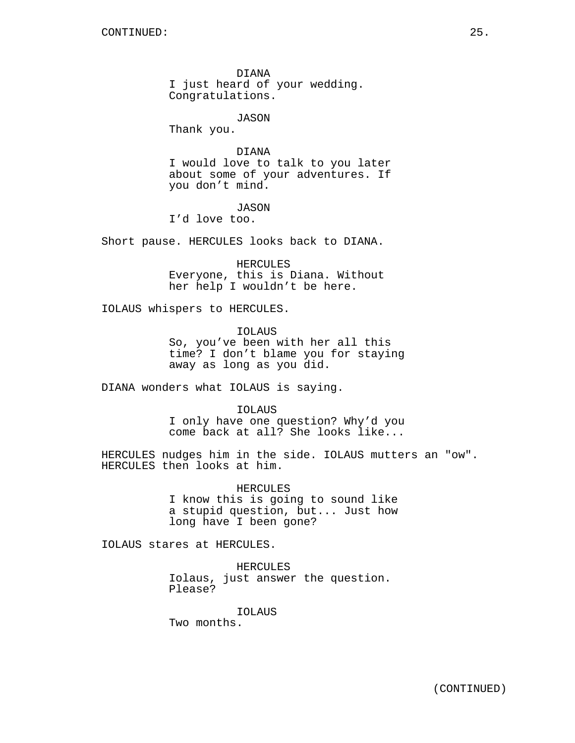DIANA
I just heard of your wedding. Congratulations.

JASON
Thank you.

DIANA
I would love to talk to you later about some of your adventures. If you don't mind.

JASON
I'd love too.

Short pause. HERCULES looks back to DIANA.

HERCULES
Everyone, this is Diana. Without her help I wouldn't be here.

IOLAUS whispers to HERCULES.

IOLAUS
So, you've been with her all this time? I don't blame you for staying away as long as you did.

DIANA wonders what IOLAUS is saying.

IOLAUS
I only have one question? Why'd you come back at all? She looks like...

HERCULES nudges him in the side. IOLAUS mutters an "ow". HERCULES then looks at him.

HERCULES
I know this is going to sound like a stupid question, but... Just how long have I been gone?

IOLAUS stares at HERCULES.

HERCULES
Iolaus, just answer the question. Please?

IOLAUS
Two months.

(CONTINUED)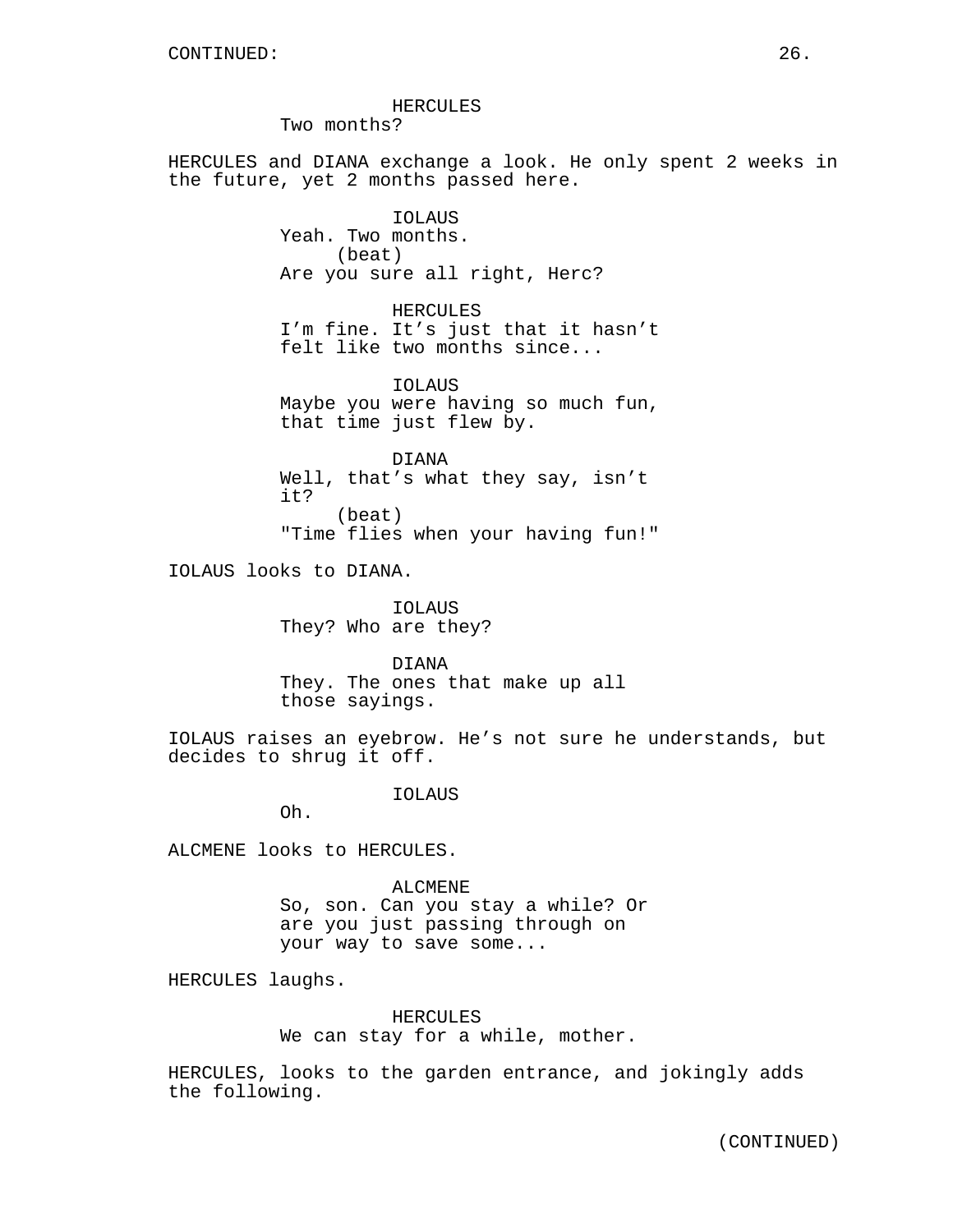CONTINUED:

HERCULES
Two months?

HERCULES and DIANA exchange a look. He only spent 2 weeks in the future, yet 2 months passed here.

IOLAUS
Yeah. Two months.
(beat)
Are you sure all right, Herc?

HERCULES
I'm fine. It's just that it hasn't felt like two months since...

IOLAUS
Maybe you were having so much fun, that time just flew by.

DIANA
Well, that's what they say, isn't it?
(beat)
"Time flies when your having fun!"

IOLAUS looks to DIANA.

IOLAUS
They? Who are they?

DIANA
They. The ones that make up all those sayings.

IOLAUS raises an eyebrow. He's not sure he understands, but decides to shrug it off.

IOLAUS
Oh.

ALCMENE looks to HERCULES.

ALCMENE
So, son. Can you stay a while? Or are you just passing through on your way to save some...

HERCULES laughs.

HERCULES
We can stay for a while, mother.

HERCULES, looks to the garden entrance, and jokingly adds the following.

(CONTINUED)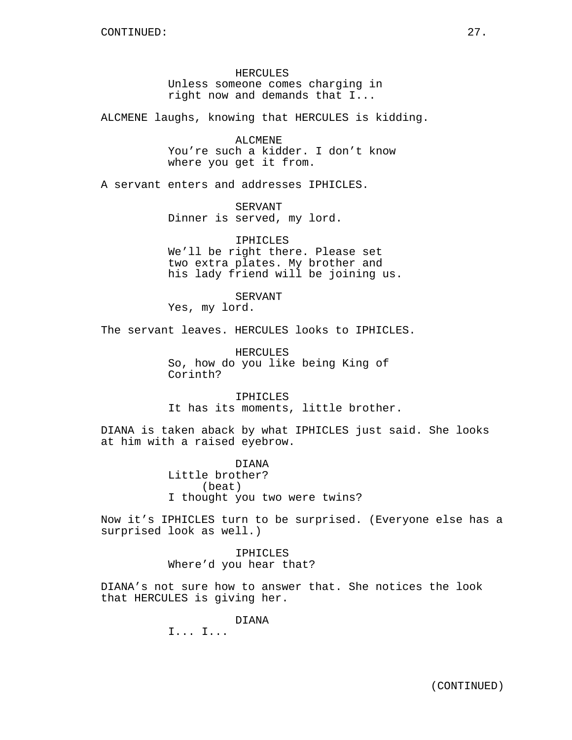HERCULES
Unless someone comes charging in right now and demands that I...

ALCMENE laughs, knowing that HERCULES is kidding.

ALCMENE
You’re such a kidder. I don’t know where you get it from.

A servant enters and addresses IPHICLES.

SERVANT
Dinner is served, my lord.

IPHICLES
We’ll be right there. Please set two extra plates. My brother and his lady friend will be joining us.

SERVANT
Yes, my lord.

The servant leaves. HERCULES looks to IPHICLES.

HERCULES
So, how do you like being King of Corinth?

IPHICLES
It has its moments, little brother.

DIANA is taken aback by what IPHICLES just said. She looks at him with a raised eyebrow.

DIANA
Little brother?
(beat)
I thought you two were twins?

Now it’s IPHICLES turn to be surprised. (Everyone else has a surprised look as well.)

IPHICLES
Where’d you hear that?

DIANA’s not sure how to answer that. She notices the look that HERCULES is giving her.

DIANA
I... I...

(CONTINUED)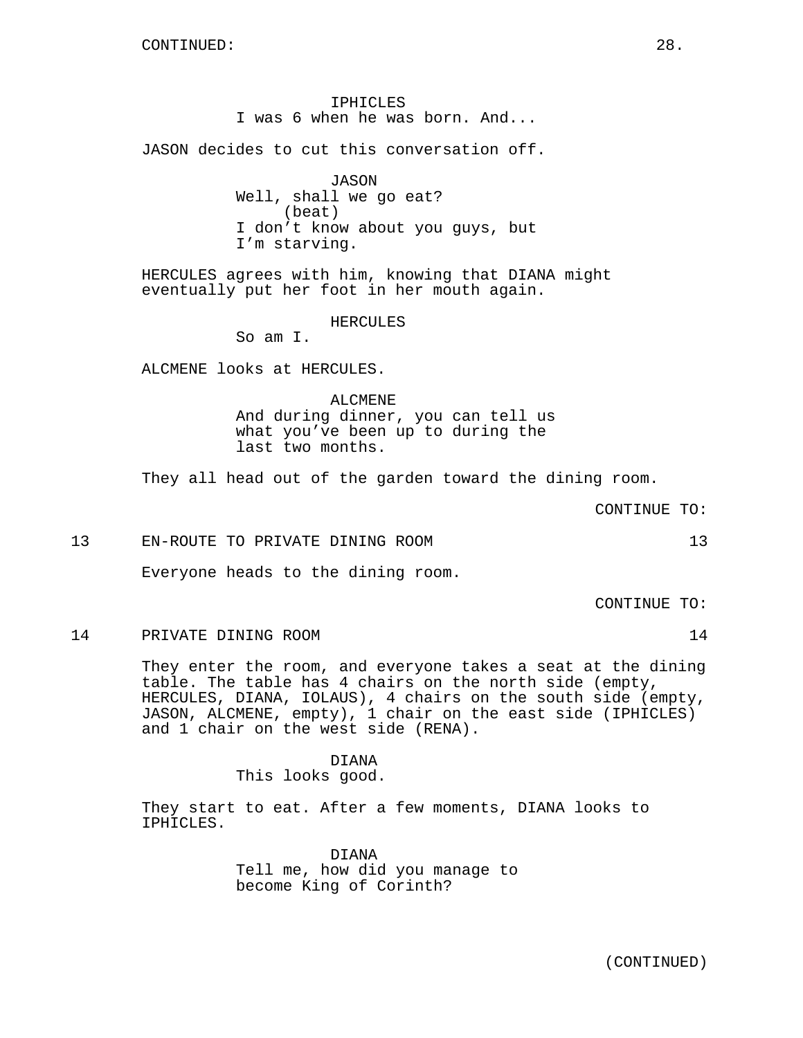IPHICLES
I was 6 when he was born. And...

JASON decides to cut this conversation off.

JASON
Well, shall we go eat?
(beat)
I don't know about you guys, but I'm starving.

HERCULES agrees with him, knowing that DIANA might eventually put her foot in her mouth again.

HERCULES
So am I.

ALCMENE looks at HERCULES.

ALCMENE
And during dinner, you can tell us what you've been up to during the last two months.

They all head out of the garden toward the dining room.

CONTINUE TO:

13 EN-ROUTE TO PRIVATE DINING ROOM 13

Everyone heads to the dining room.

CONTINUE TO:

14 PRIVATE DINING ROOM 14

They enter the room, and everyone takes a seat at the dining table. The table has 4 chairs on the north side (empty, HERCULES, DIANA, IOLAUS), 4 chairs on the south side (empty, JASON, ALCMENE, empty), 1 chair on the east side (IPHICLES) and 1 chair on the west side (RENA).

DIANA
This looks good.

They start to eat. After a few moments, DIANA looks to IPHICLES.

DIANA
Tell me, how did you manage to become King of Corinth?

(CONTINUED)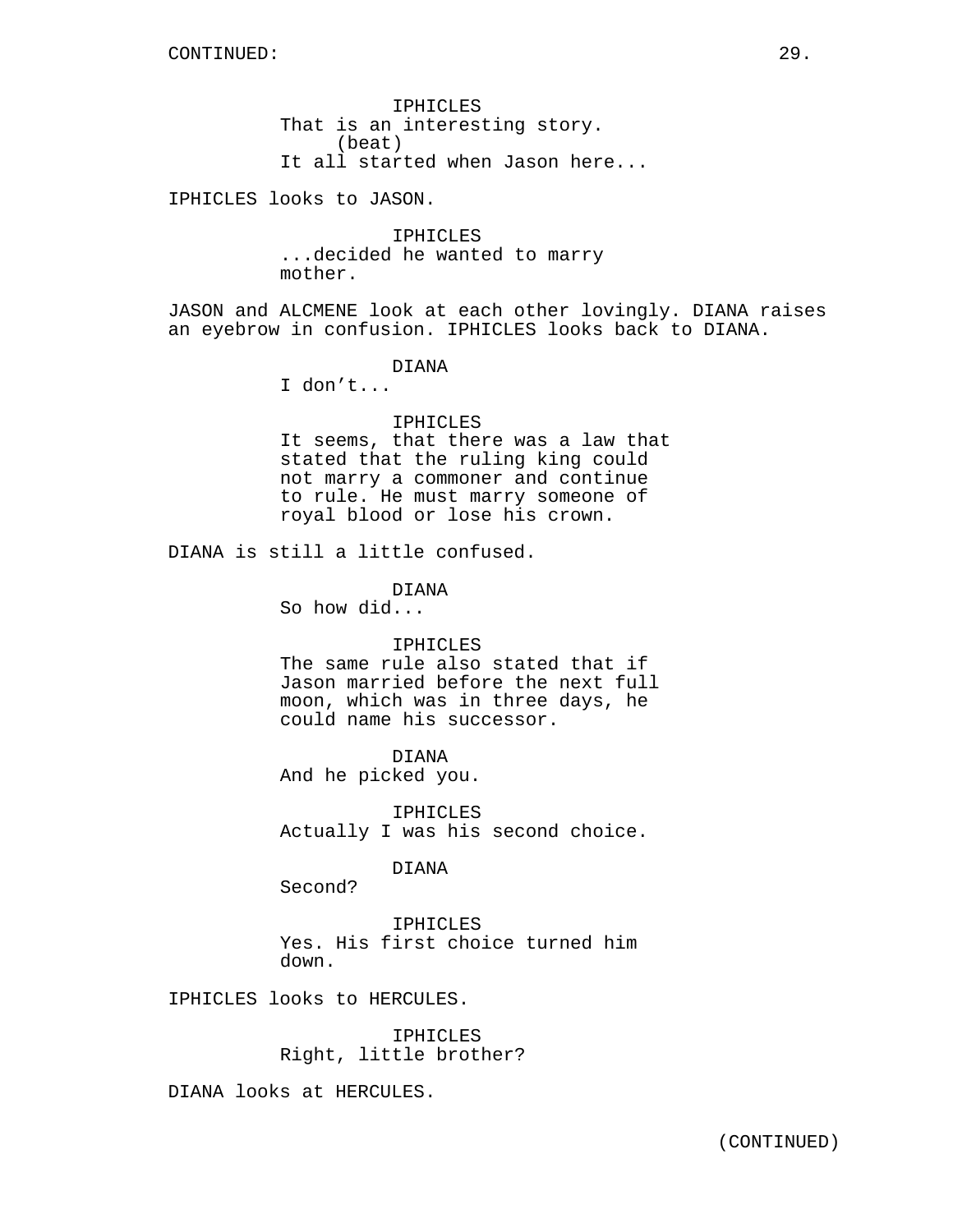IPHICLES
That is an interesting story.
(beat)
It all started when Jason here...

IPHICLES looks to JASON.

IPHICLES
...decided he wanted to marry mother.

JASON and ALCMENE look at each other lovingly. DIANA raises an eyebrow in confusion. IPHICLES looks back to DIANA.

DIANA
I don't...

IPHICLES
It seems, that there was a law that stated that the ruling king could not marry a commoner and continue to rule. He must marry someone of royal blood or lose his crown.

DIANA is still a little confused.

DIANA
So how did...

IPHICLES
The same rule also stated that if Jason married before the next full moon, which was in three days, he could name his successor.

DIANA
And he picked you.

IPHICLES
Actually I was his second choice.

DIANA
Second?

IPHICLES
Yes. His first choice turned him down.

IPHICLES looks to HERCULES.

IPHICLES
Right, little brother?

DIANA looks at HERCULES.

(CONTINUED)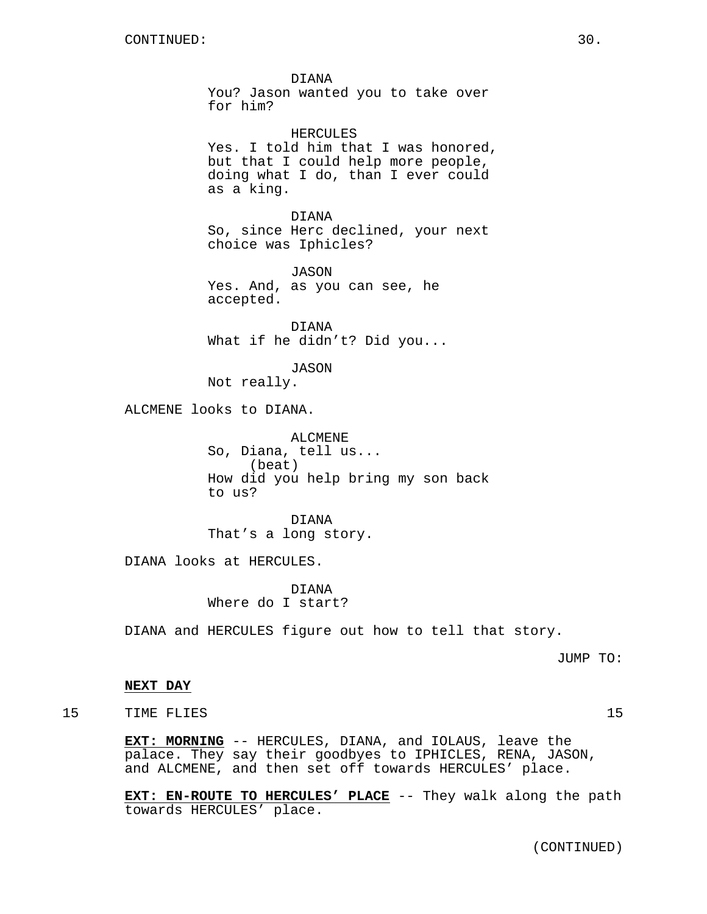CONTINUED:

DIANA
You? Jason wanted you to take over for him?

HERCULES
Yes. I told him that I was honored, but that I could help more people, doing what I do, than I ever could as a king.

DIANA
So, since Herc declined, your next choice was Iphicles?

JASON
Yes. And, as you can see, he accepted.

DIANA
What if he didn't? Did you...

JASON
Not really.

ALCMENE looks to DIANA.

ALCMENE
So, Diana, tell us...
(beat)
How did you help bring my son back to us?

DIANA
That's a long story.

DIANA looks at HERCULES.

DIANA
Where do I start?

DIANA and HERCULES figure out how to tell that story.

JUMP TO:

**NEXT DAY**

15 TIME FLIES 15

**EXT: MORNING** -- HERCULES, DIANA, and IOLAUS, leave the palace. They say their goodbyes to IPHICLES, RENA, JASON, and ALCMENE, and then set off towards HERCULES' place.

**EXT: EN-ROUTE TO HERCULES' PLACE** -- They walk along the path towards HERCULES' place.

(CONTINUED)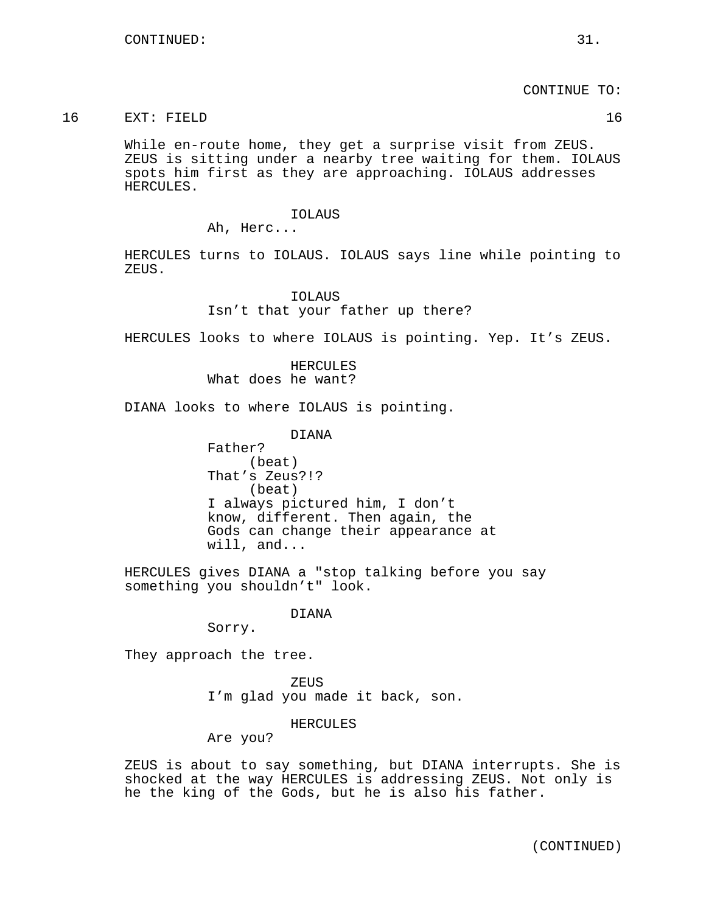CONTINUE TO:

16 EXT: FIELD 16

While en-route home, they get a surprise visit from ZEUS. ZEUS is sitting under a nearby tree waiting for them. IOLAUS spots him first as they are approaching. IOLAUS addresses HERCULES.

IOLAUS
Ah, Herc...

HERCULES turns to IOLAUS. IOLAUS says line while pointing to ZEUS.

IOLAUS
Isn't that your father up there?

HERCULES looks to where IOLAUS is pointing. Yep. It's ZEUS.

HERCULES
What does he want?

DIANA looks to where IOLAUS is pointing.

DIANA
Father?
(beat)
That's Zeus?!?
(beat)
I always pictured him, I don't know, different. Then again, the Gods can change their appearance at will, and...

HERCULES gives DIANA a "stop talking before you say something you shouldn't" look.

DIANA
Sorry.

They approach the tree.

ZEUS
I'm glad you made it back, son.

HERCULES
Are you?

ZEUS is about to say something, but DIANA interrupts. She is shocked at the way HERCULES is addressing ZEUS. Not only is he the king of the Gods, but he is also his father.

(CONTINUED)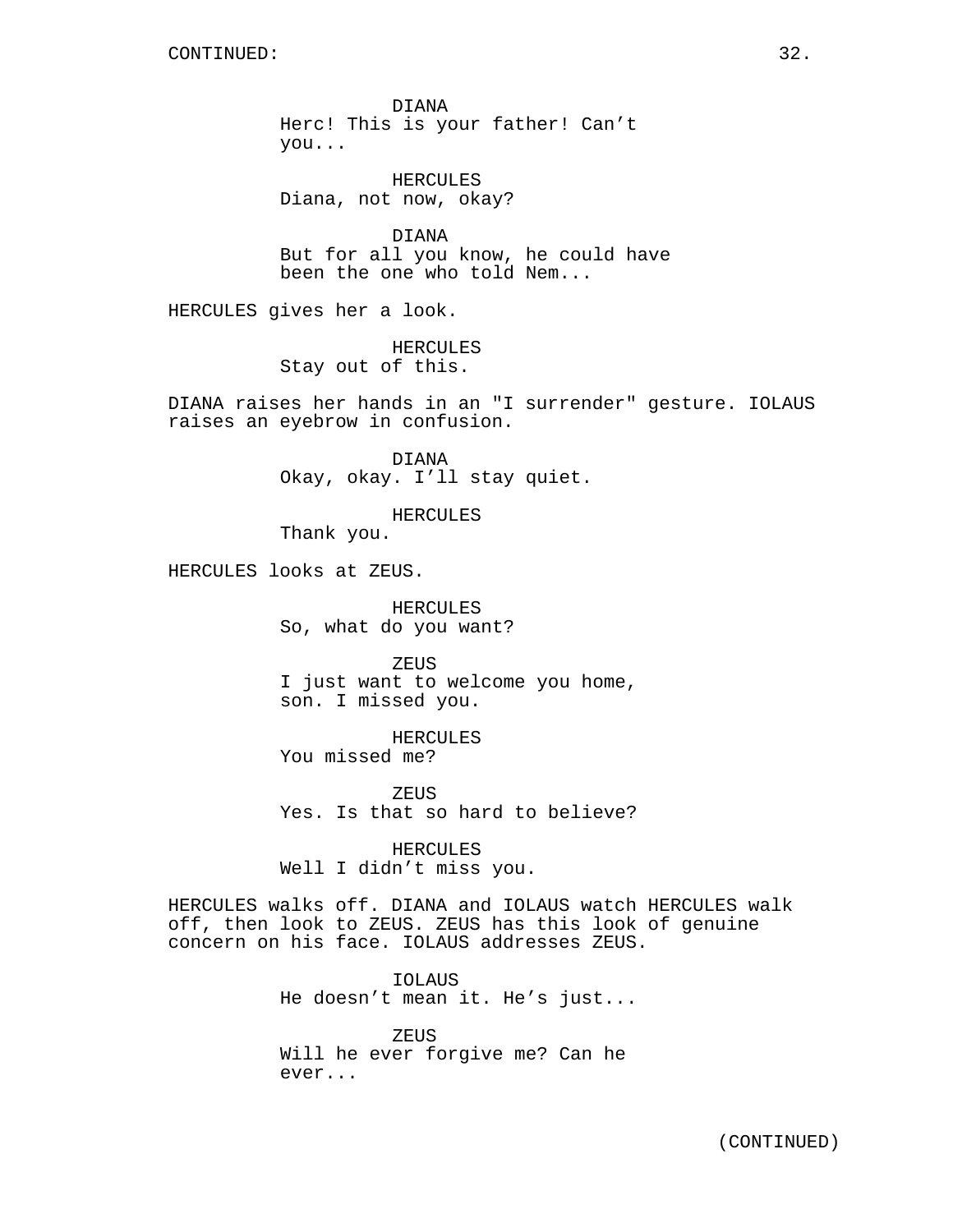DIANA
Herc! This is your father! Can't you...

HERCULES
Diana, not now, okay?

DIANA
But for all you know, he could have been the one who told Nem...

HERCULES gives her a look.

HERCULES
Stay out of this.

DIANA raises her hands in an "I surrender" gesture. IOLAUS raises an eyebrow in confusion.

DIANA
Okay, okay. I'll stay quiet.

HERCULES
Thank you.

HERCULES looks at ZEUS.

HERCULES
So, what do you want?

ZEUS
I just want to welcome you home, son. I missed you.

HERCULES
You missed me?

ZEUS
Yes. Is that so hard to believe?

HERCULES
Well I didn't miss you.

HERCULES walks off. DIANA and IOLAUS watch HERCULES walk off, then look to ZEUS. ZEUS has this look of genuine concern on his face. IOLAUS addresses ZEUS.

IOLAUS
He doesn't mean it. He's just...

ZEUS
Will he ever forgive me? Can he ever...

(CONTINUED)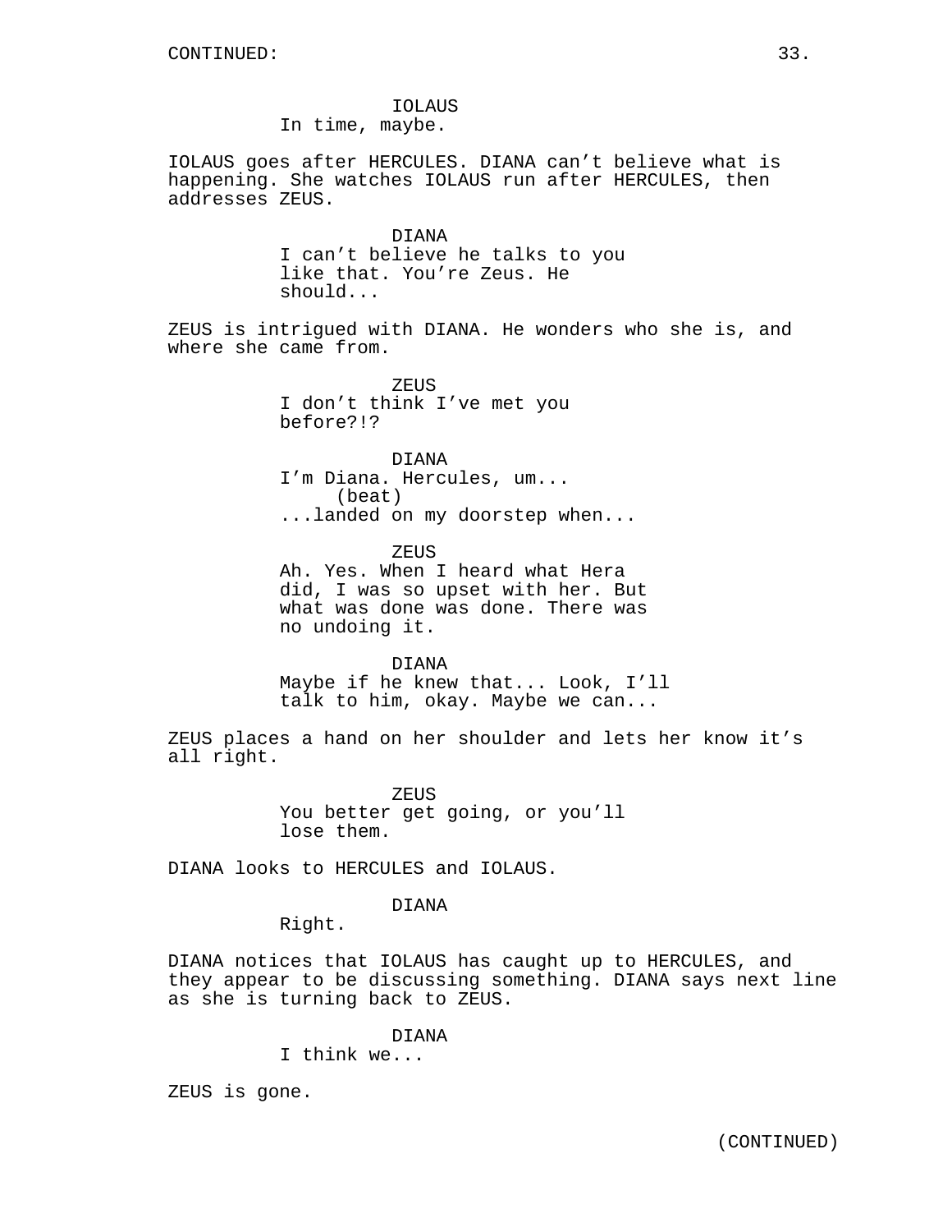IOLAUS
In time, maybe.

IOLAUS goes after HERCULES. DIANA can't believe what is happening. She watches IOLAUS run after HERCULES, then addresses ZEUS.

DIANA
I can't believe he talks to you like that. You're Zeus. He should...

ZEUS is intrigued with DIANA. He wonders who she is, and where she came from.

ZEUS
I don't think I've met you before?!?

DIANA
I'm Diana. Hercules, um...
(beat)
...landed on my doorstep when...

ZEUS
Ah. Yes. When I heard what Hera did, I was so upset with her. But what was done was done. There was no undoing it.

DIANA
Maybe if he knew that... Look, I'll talk to him, okay. Maybe we can...

ZEUS places a hand on her shoulder and lets her know it's all right.

ZEUS
You better get going, or you'll lose them.

DIANA looks to HERCULES and IOLAUS.

DIANA
Right.

DIANA notices that IOLAUS has caught up to HERCULES, and they appear to be discussing something. DIANA says next line as she is turning back to ZEUS.

DIANA
I think we...

ZEUS is gone.

(CONTINUED)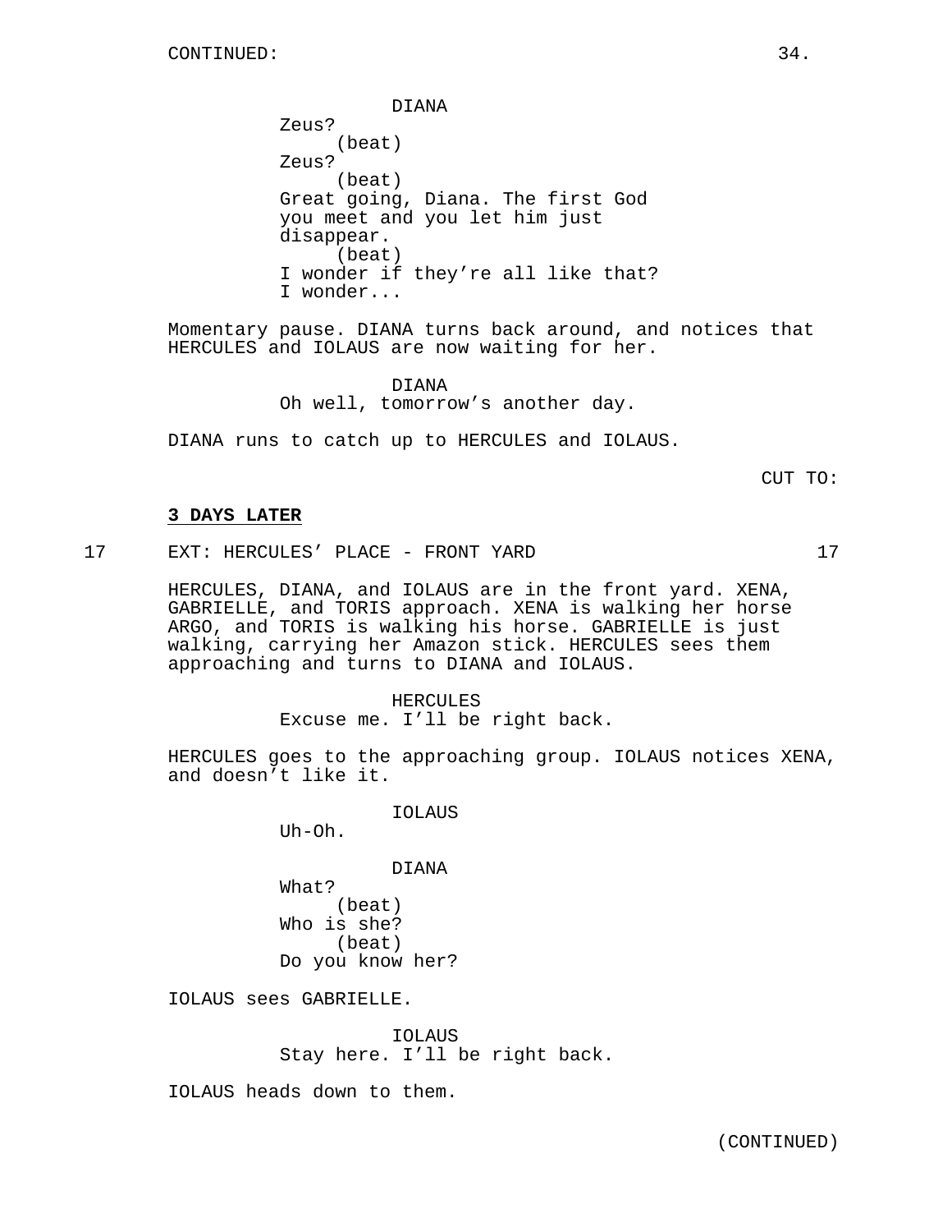CONTINUED:

DIANA
Zeus?
(beat)
Zeus?
(beat)
Great going, Diana. The first God you meet and you let him just disappear.
(beat)
I wonder if they're all like that?
I wonder...

Momentary pause. DIANA turns back around, and notices that HERCULES and IOLAUS are now waiting for her.

DIANA
Oh well, tomorrow's another day.

DIANA runs to catch up to HERCULES and IOLAUS.

CUT TO:

**3 DAYS LATER**

17 EXT: HERCULES' PLACE - FRONT YARD 17

HERCULES, DIANA, and IOLAUS are in the front yard. XENA, GABRIELLE, and TORIS approach. XENA is walking her horse ARGO, and TORIS is walking his horse. GABRIELLE is just walking, carrying her Amazon stick. HERCULES sees them approaching and turns to DIANA and IOLAUS.

HERCULES
Excuse me. I'll be right back.

HERCULES goes to the approaching group. IOLAUS notices XENA, and doesn't like it.

IOLAUS
Uh-Oh.

DIANA
What?
(beat)
Who is she?
(beat)
Do you know her?

IOLAUS sees GABRIELLE.

IOLAUS
Stay here. I'll be right back.

IOLAUS heads down to them.

(CONTINUED)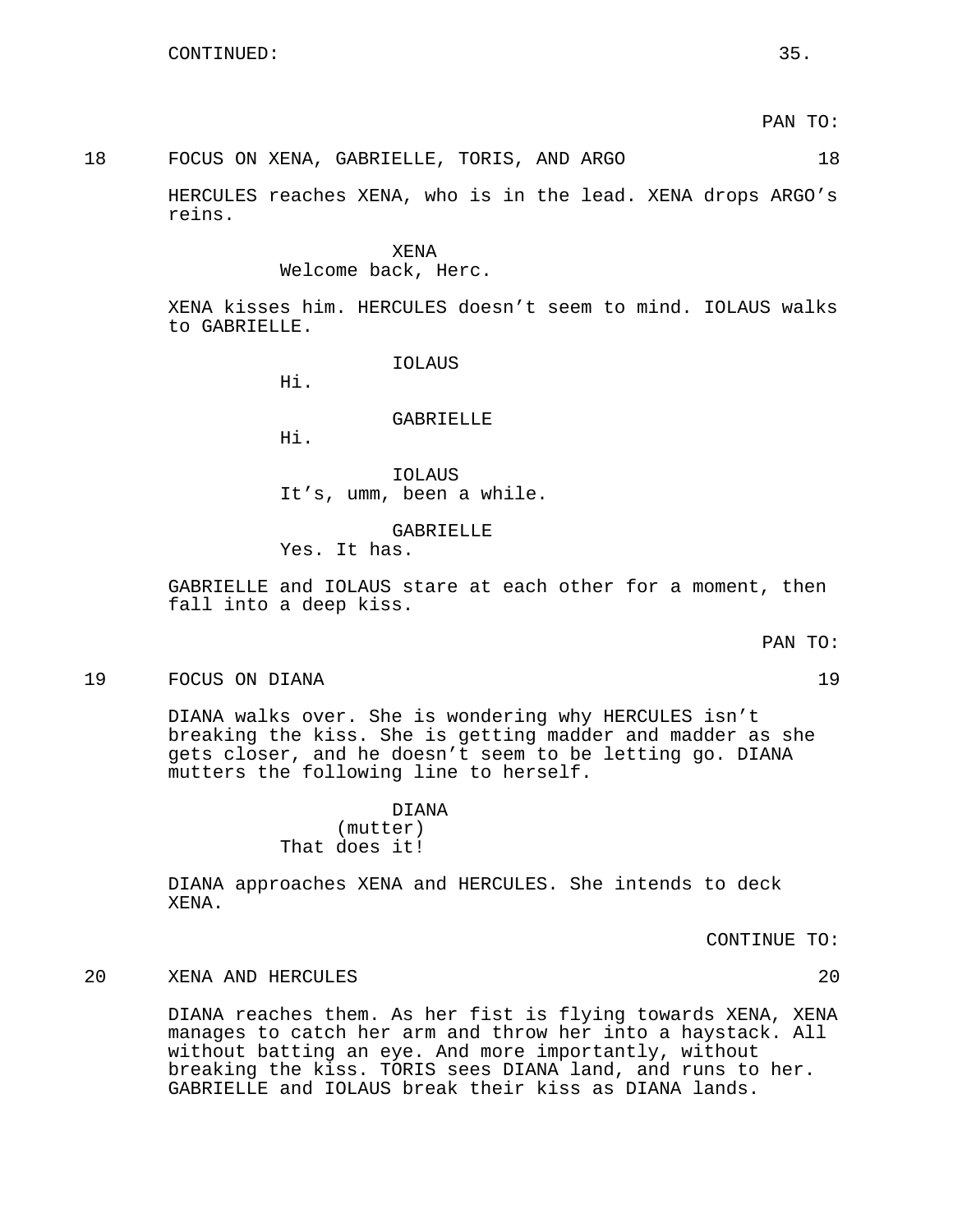PAN TO:

18 FOCUS ON XENA, GABRIELLE, TORIS, AND ARGO 18

HERCULES reaches XENA, who is in the lead. XENA drops ARGO's reins.

XENA
Welcome back, Herc.

XENA kisses him. HERCULES doesn't seem to mind. IOLAUS walks to GABRIELLE.

IOLAUS
Hi.

GABRIELLE
Hi.

IOLAUS
It's, umm, been a while.

GABRIELLE
Yes. It has.

GABRIELLE and IOLAUS stare at each other for a moment, then fall into a deep kiss.

PAN TO:

19 FOCUS ON DIANA 19

DIANA walks over. She is wondering why HERCULES isn't breaking the kiss. She is getting madder and madder as she gets closer, and he doesn't seem to be letting go. DIANA mutters the following line to herself.

DIANA
(mutter)
That does it!

DIANA approaches XENA and HERCULES. She intends to deck XENA.

CONTINUE TO:

20 XENA AND HERCULES 20

DIANA reaches them. As her fist is flying towards XENA, XENA manages to catch her arm and throw her into a haystack. All without batting an eye. And more importantly, without breaking the kiss. TORIS sees DIANA land, and runs to her. GABRIELLE and IOLAUS break their kiss as DIANA lands.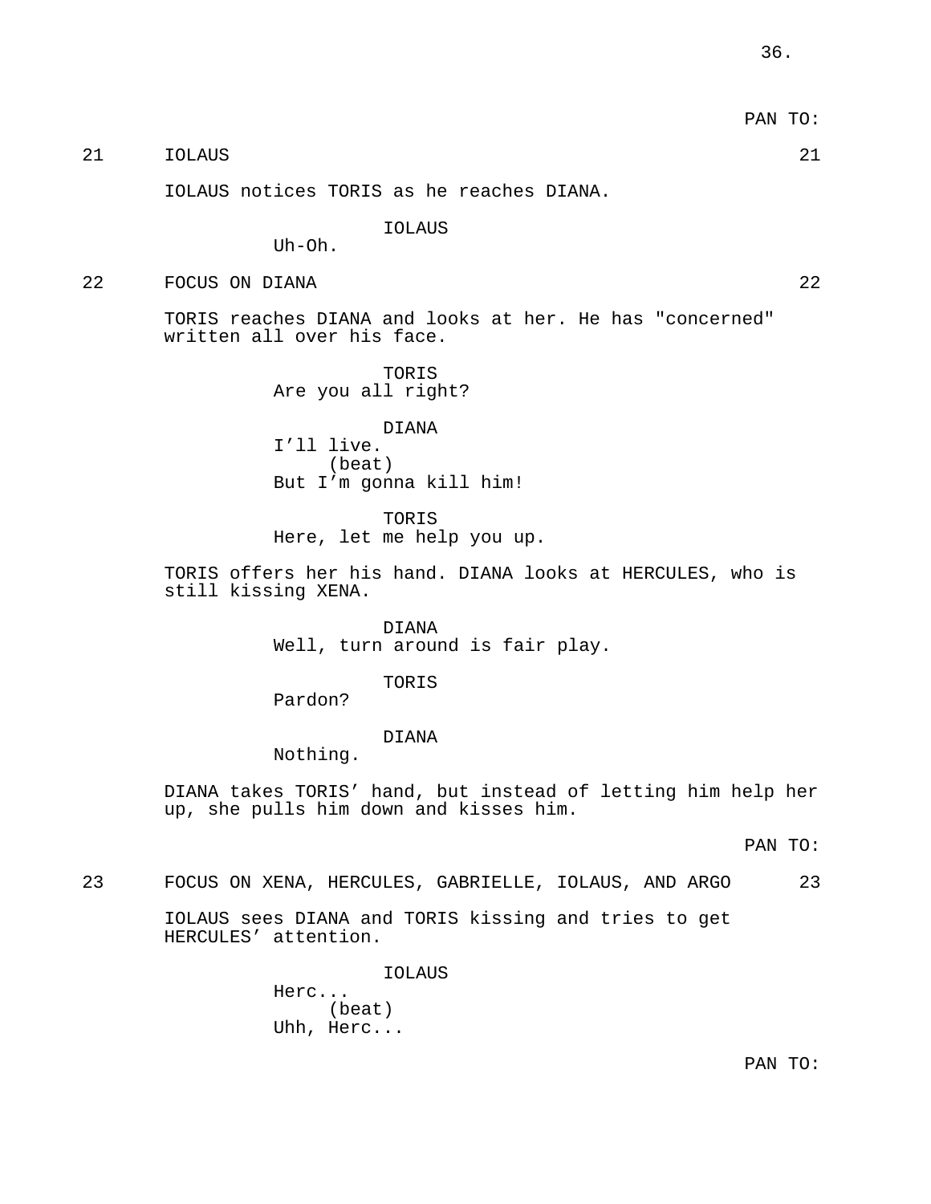PAN TO:

21 IOLAUS 21

IOLAUS notices TORIS as he reaches DIANA.

IOLAUS
Uh-Oh.

22 FOCUS ON DIANA 22

TORIS reaches DIANA and looks at her. He has "concerned" written all over his face.

TORIS
Are you all right?

DIANA
I'll live.
(beat)
But I'm gonna kill him!

TORIS
Here, let me help you up.

TORIS offers her his hand. DIANA looks at HERCULES, who is still kissing XENA.

DIANA
Well, turn around is fair play.

TORIS
Pardon?

DIANA
Nothing.

DIANA takes TORIS' hand, but instead of letting him help her up, she pulls him down and kisses him.

PAN TO:

23 FOCUS ON XENA, HERCULES, GABRIELLE, IOLAUS, AND ARGO 23

IOLAUS sees DIANA and TORIS kissing and tries to get HERCULES' attention.

IOLAUS
Herc...
(beat)
Uhh, Herc...

PAN TO: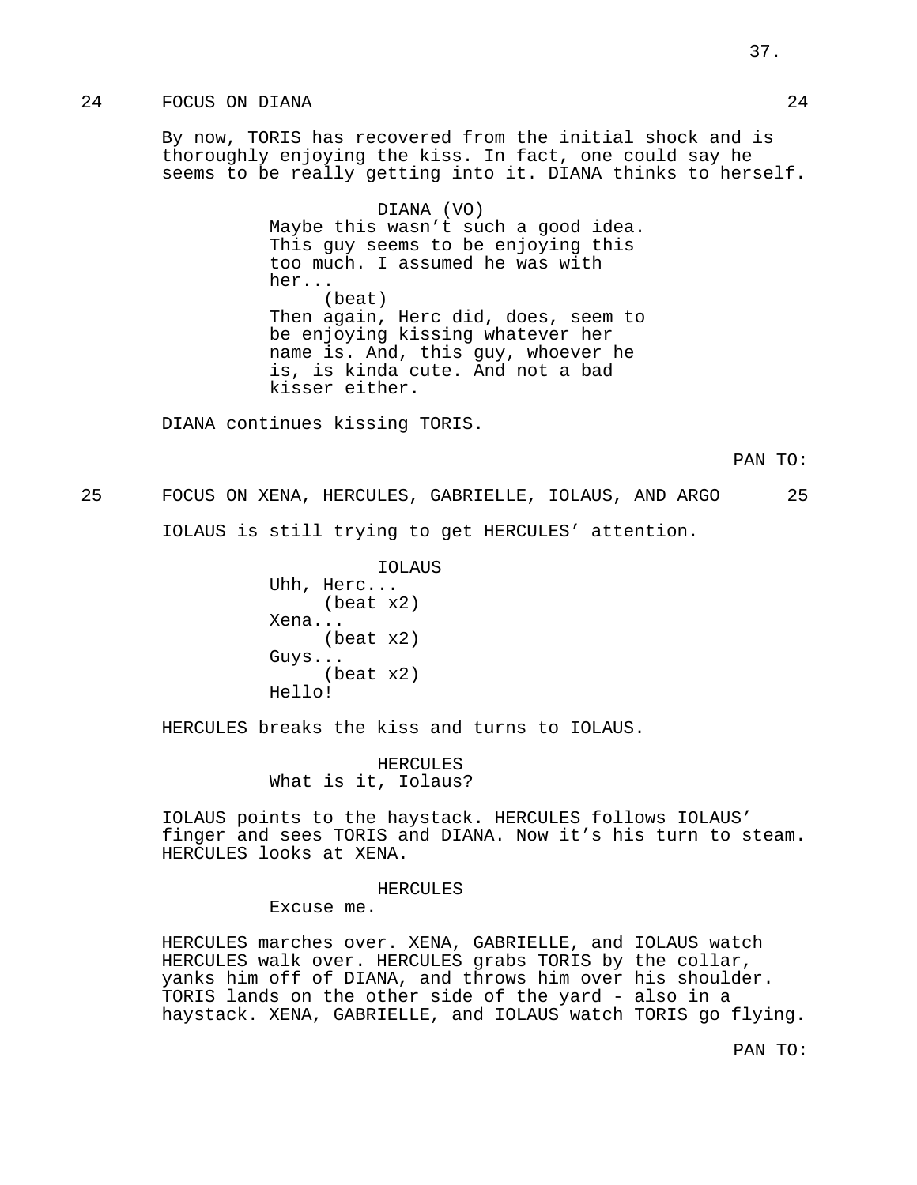24 FOCUS ON DIANA 24

By now, TORIS has recovered from the initial shock and is thoroughly enjoying the kiss. In fact, one could say he seems to be really getting into it. DIANA thinks to herself.

DIANA (VO)
Maybe this wasn't such a good idea. This guy seems to be enjoying this too much. I assumed he was with her...
(beat)
Then again, Herc did, does, seem to be enjoying kissing whatever her name is. And, this guy, whoever he is, is kinda cute. And not a bad kisser either.

DIANA continues kissing TORIS.

PAN TO:

25 FOCUS ON XENA, HERCULES, GABRIELLE, IOLAUS, AND ARGO 25

IOLAUS is still trying to get HERCULES' attention.

IOLAUS
Uhh, Herc...
(beat x2)
Xena...
(beat x2)
Guys...
(beat x2)
Hello!

HERCULES breaks the kiss and turns to IOLAUS.

HERCULES
What is it, Iolaus?

IOLAUS points to the haystack. HERCULES follows IOLAUS' finger and sees TORIS and DIANA. Now it's his turn to steam. HERCULES looks at XENA.

HERCULES
Excuse me.

HERCULES marches over. XENA, GABRIELLE, and IOLAUS watch HERCULES walk over. HERCULES grabs TORIS by the collar, yanks him off of DIANA, and throws him over his shoulder. TORIS lands on the other side of the yard - also in a haystack. XENA, GABRIELLE, and IOLAUS watch TORIS go flying.

PAN TO: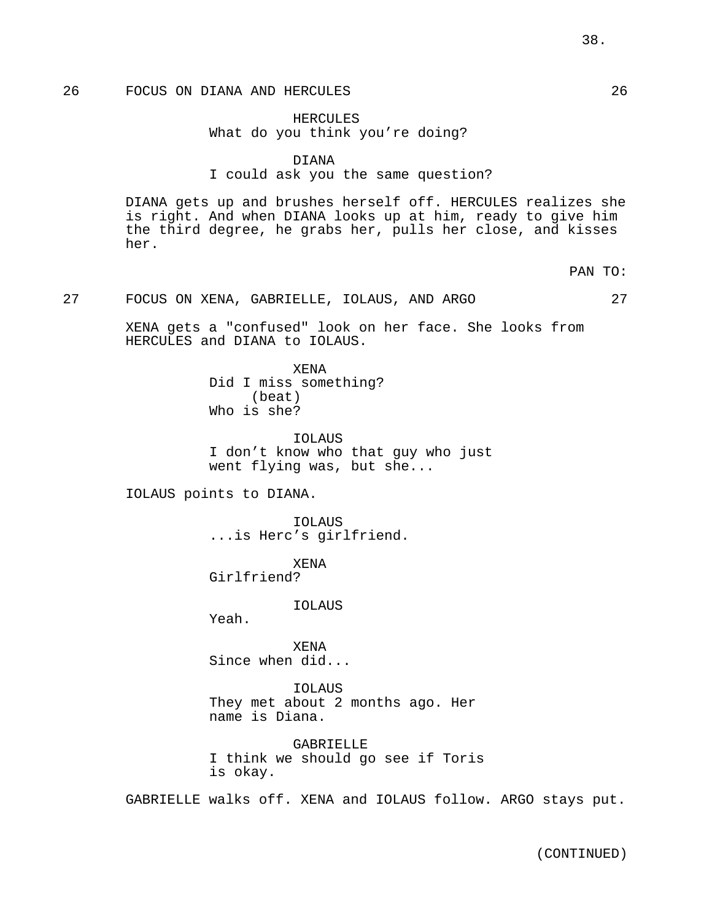26 FOCUS ON DIANA AND HERCULES 26

HERCULES
What do you think you're doing?

DIANA
I could ask you the same question?

DIANA gets up and brushes herself off. HERCULES realizes she is right. And when DIANA looks up at him, ready to give him the third degree, he grabs her, pulls her close, and kisses her.

PAN TO:

27 FOCUS ON XENA, GABRIELLE, IOLAUS, AND ARGO 27

XENA gets a "confused" look on her face. She looks from HERCULES and DIANA to IOLAUS.

XENA
Did I miss something?
(beat)
Who is she?

IOLAUS
I don't know who that guy who just went flying was, but she...

IOLAUS points to DIANA.

IOLAUS
...is Herc's girlfriend.

XENA
Girlfriend?

IOLAUS
Yeah.

XENA
Since when did...

IOLAUS
They met about 2 months ago. Her name is Diana.

GABRIELLE
I think we should go see if Toris is okay.

GABRIELLE walks off. XENA and IOLAUS follow. ARGO stays put.

(CONTINUED)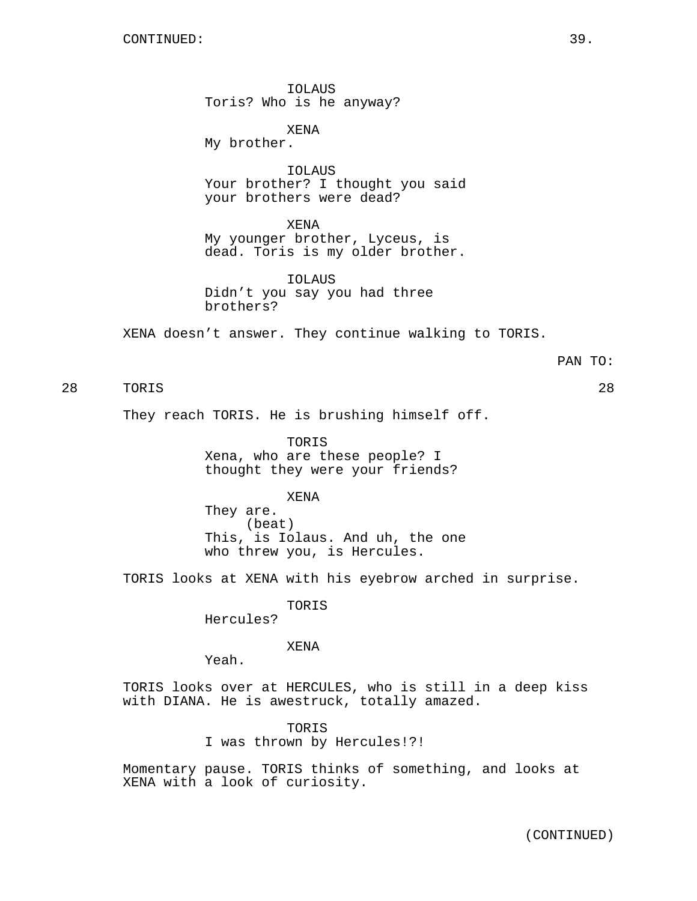CONTINUED:

IOLAUS
Toris? Who is he anyway?

XENA
My brother.

IOLAUS
Your brother? I thought you said your brothers were dead?

XENA
My younger brother, Lyceus, is dead. Toris is my older brother.

IOLAUS
Didn't you say you had three brothers?

XENA doesn't answer. They continue walking to TORIS.

PAN TO:

28 TORIS 28

They reach TORIS. He is brushing himself off.

TORIS
Xena, who are these people? I thought they were your friends?

XENA
They are.
(beat)
This, is Iolaus. And uh, the one who threw you, is Hercules.

TORIS looks at XENA with his eyebrow arched in surprise.

TORIS
Hercules?

XENA
Yeah.

TORIS looks over at HERCULES, who is still in a deep kiss with DIANA. He is awestruck, totally amazed.

TORIS
I was thrown by Hercules!?!

Momentary pause. TORIS thinks of something, and looks at XENA with a look of curiosity.

(CONTINUED)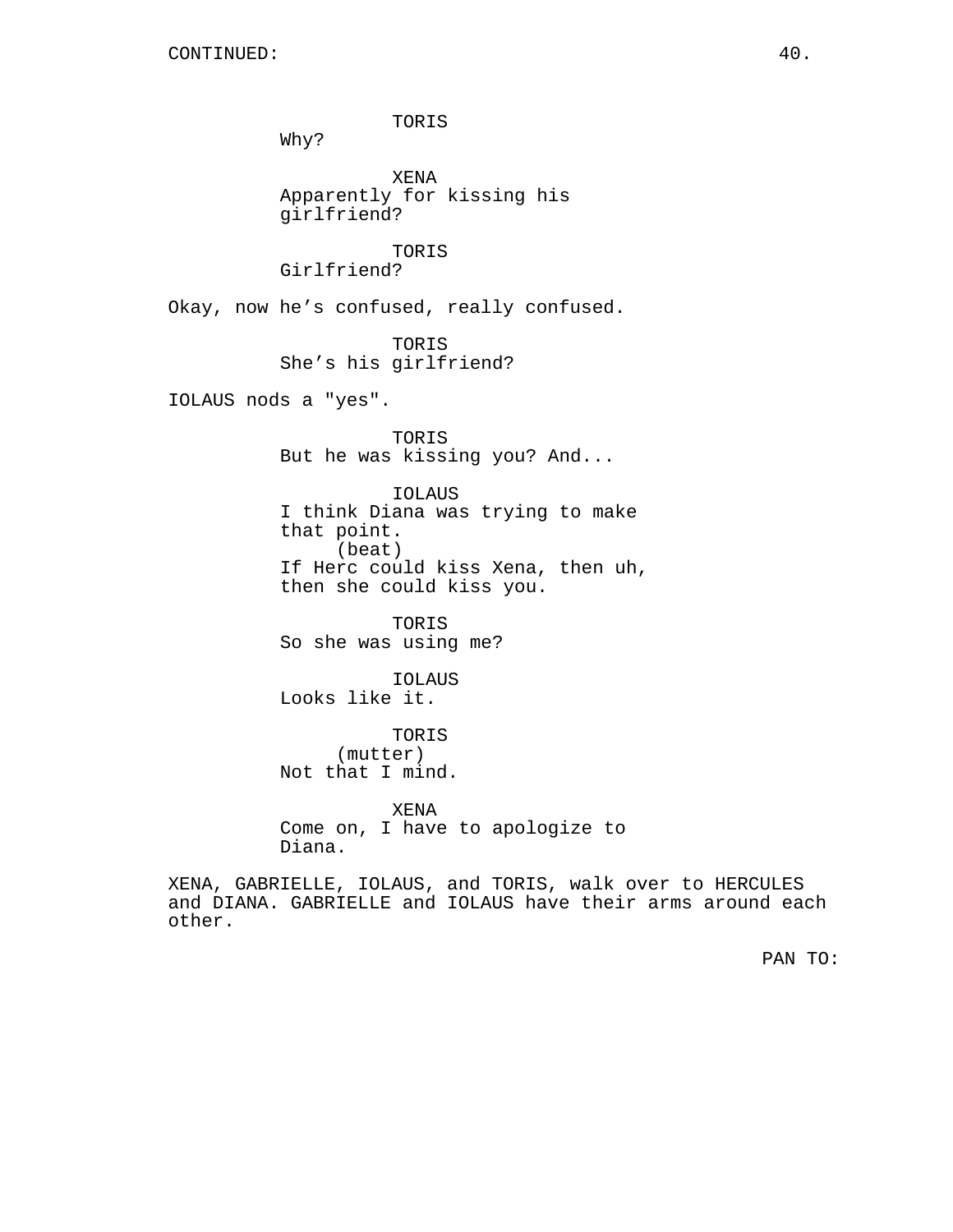CONTINUED:

TORIS
Why?

XENA
Apparently for kissing his girlfriend?

TORIS
Girlfriend?

Okay, now he's confused, really confused.

TORIS
She's his girlfriend?

IOLAUS nods a "yes".

TORIS
But he was kissing you? And...

IOLAUS
I think Diana was trying to make that point.
(beat)
If Herc could kiss Xena, then uh, then she could kiss you.

TORIS
So she was using me?

IOLAUS
Looks like it.

TORIS
(mutter)
Not that I mind.

XENA
Come on, I have to apologize to Diana.

XENA, GABRIELLE, IOLAUS, and TORIS, walk over to HERCULES and DIANA. GABRIELLE and IOLAUS have their arms around each other.

PAN TO: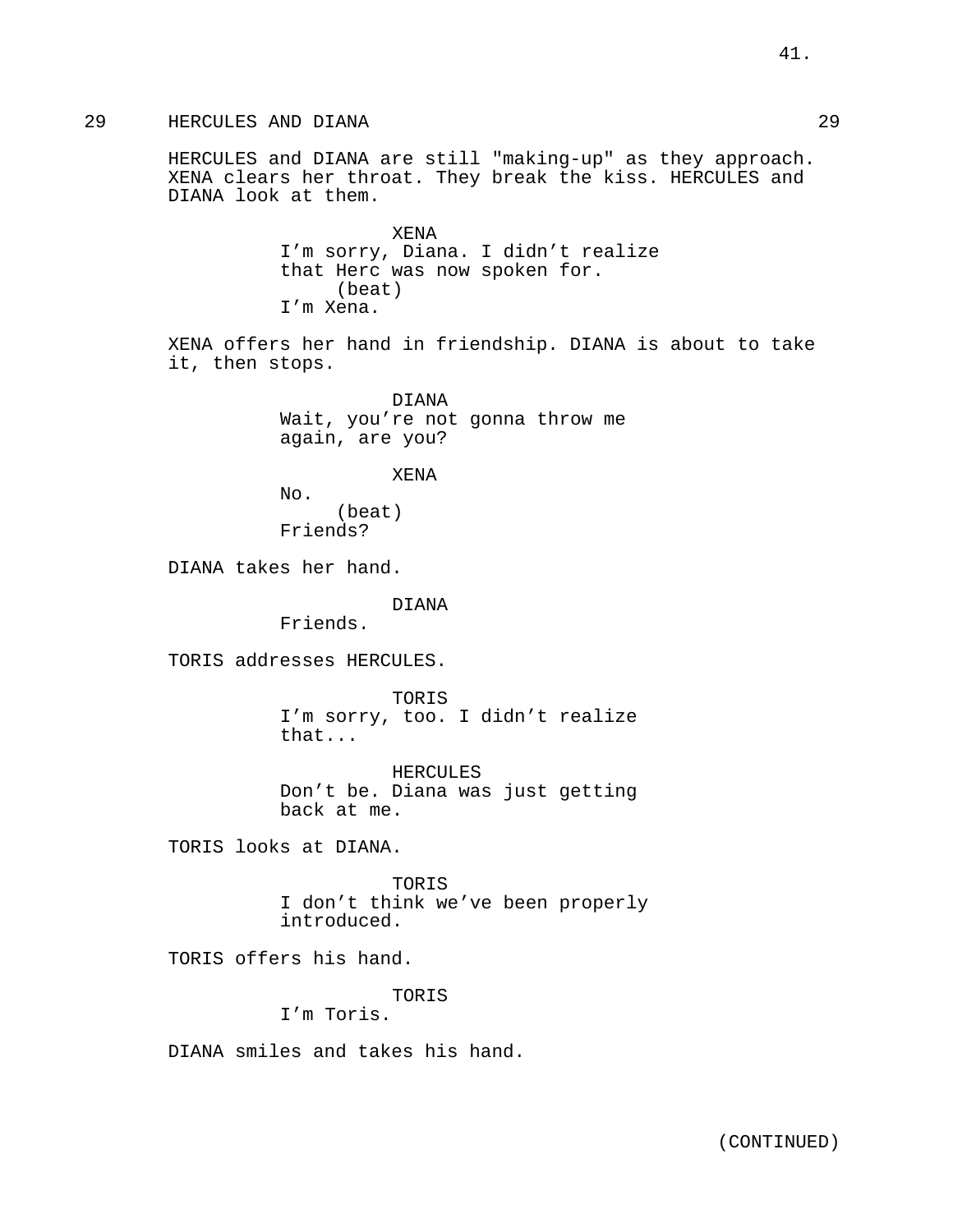29 HERCULES AND DIANA 29

HERCULES and DIANA are still "making-up" as they approach. XENA clears her throat. They break the kiss. HERCULES and DIANA look at them.

XENA
I'm sorry, Diana. I didn't realize that Herc was now spoken for.
(beat)
I'm Xena.

XENA offers her hand in friendship. DIANA is about to take it, then stops.

DIANA
Wait, you're not gonna throw me again, are you?

XENA
No.
(beat)
Friends?

DIANA takes her hand.

DIANA
Friends.

TORIS addresses HERCULES.

TORIS
I'm sorry, too. I didn't realize that...

HERCULES
Don't be. Diana was just getting back at me.

TORIS looks at DIANA.

TORIS
I don't think we've been properly introduced.

TORIS offers his hand.

TORIS
I'm Toris.

DIANA smiles and takes his hand.

(CONTINUED)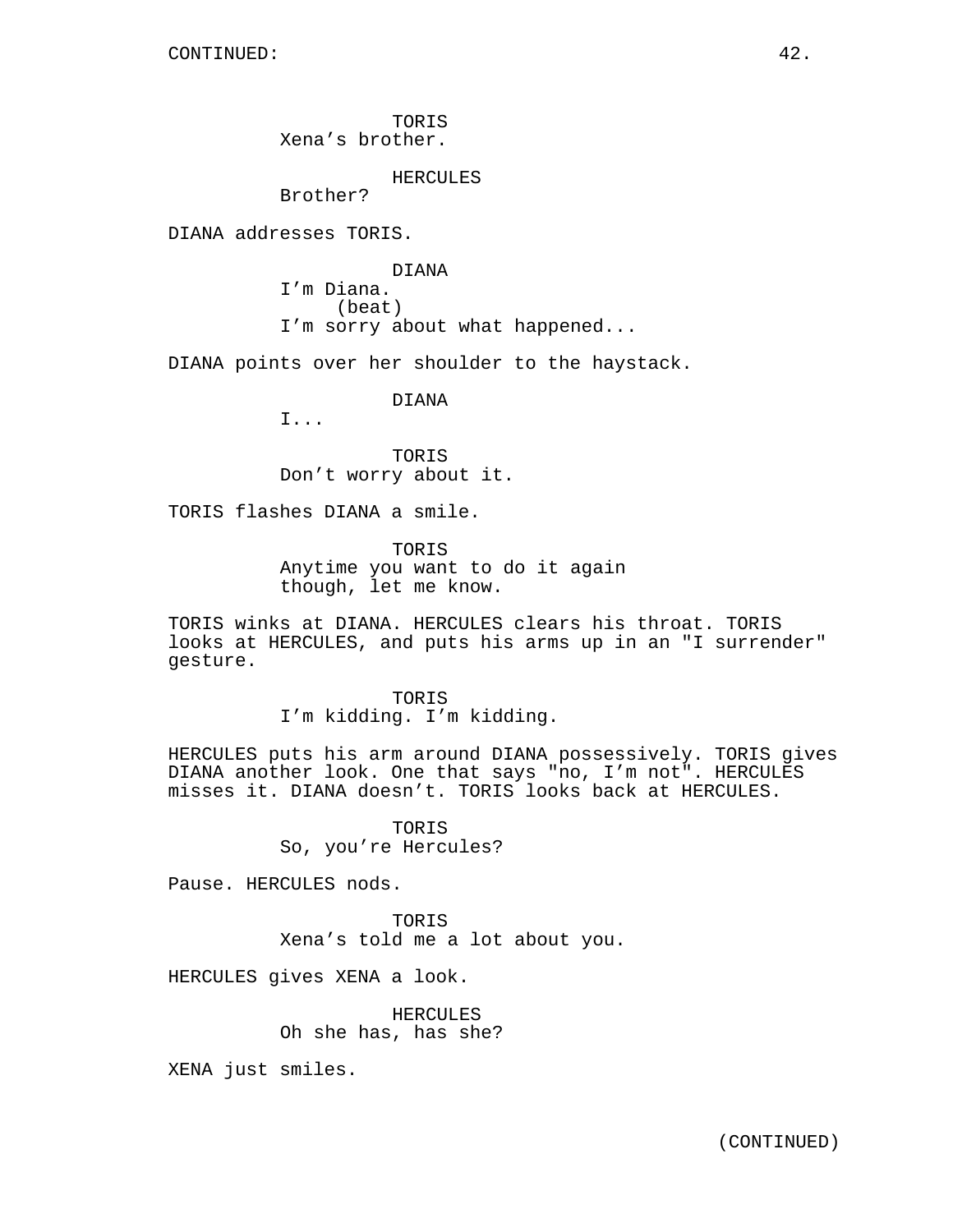TORIS
Xena's brother.

HERCULES
Brother?

DIANA addresses TORIS.

DIANA
I'm Diana.
(beat)
I'm sorry about what happened...

DIANA points over her shoulder to the haystack.

DIANA
I...

TORIS
Don't worry about it.

TORIS flashes DIANA a smile.

TORIS
Anytime you want to do it again though, let me know.

TORIS winks at DIANA. HERCULES clears his throat. TORIS looks at HERCULES, and puts his arms up in an "I surrender" gesture.

TORIS
I'm kidding. I'm kidding.

HERCULES puts his arm around DIANA possessively. TORIS gives DIANA another look. One that says "no, I'm not". HERCULES misses it. DIANA doesn't. TORIS looks back at HERCULES.

TORIS
So, you're Hercules?

Pause. HERCULES nods.

TORIS
Xena's told me a lot about you.

HERCULES gives XENA a look.

HERCULES
Oh she has, has she?

XENA just smiles.

(CONTINUED)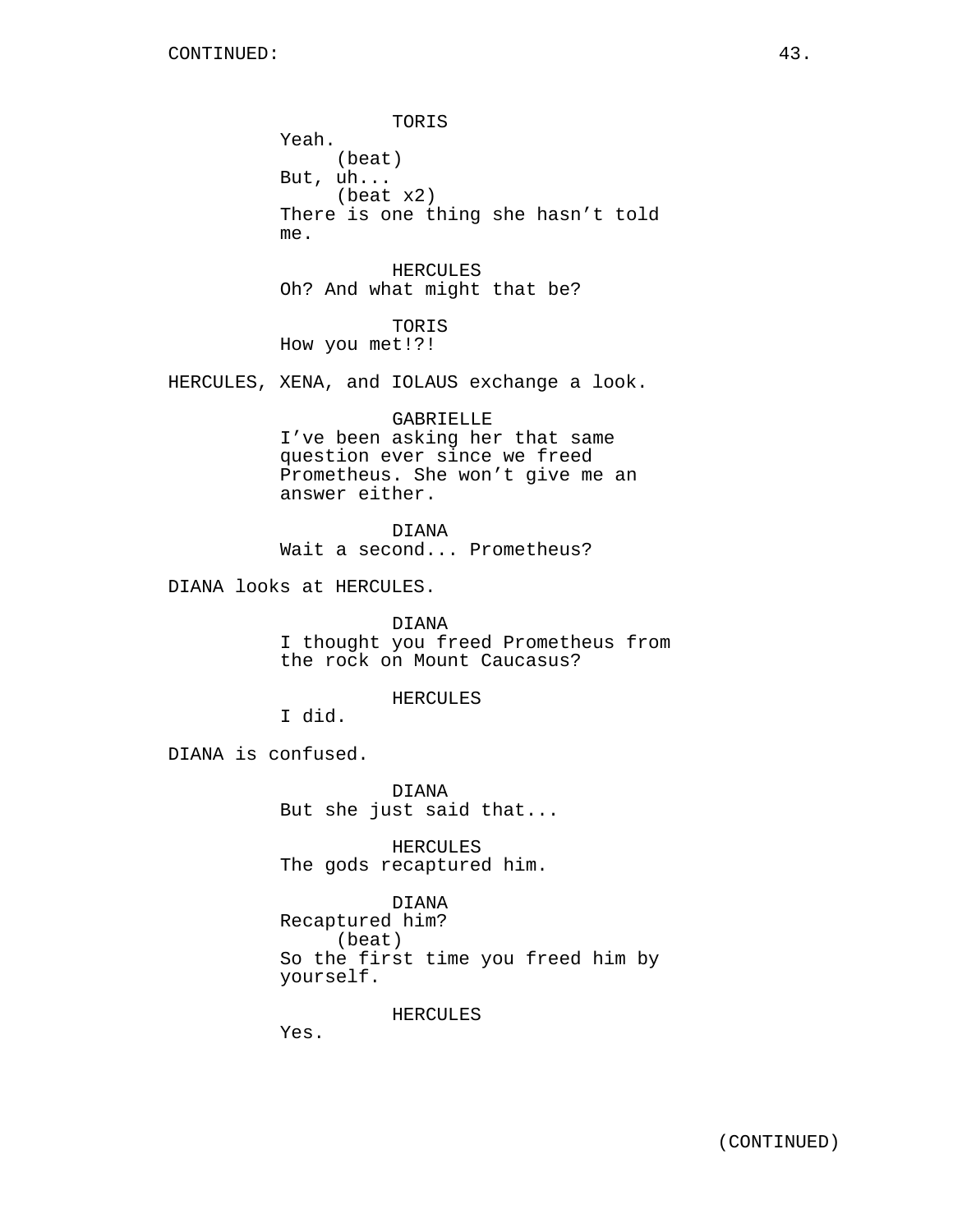TORIS
Yeah.
(beat)
But, uh...
(beat x2)
There is one thing she hasn't told me.

HERCULES
Oh? And what might that be?

TORIS
How you met!?!

HERCULES, XENA, and IOLAUS exchange a look.

GABRIELLE
I've been asking her that same question ever since we freed Prometheus. She won't give me an answer either.

DIANA
Wait a second... Prometheus?

DIANA looks at HERCULES.

DIANA
I thought you freed Prometheus from the rock on Mount Caucasus?

HERCULES
I did.

DIANA is confused.

DIANA
But she just said that...

HERCULES
The gods recaptured him.

DIANA
Recaptured him?
(beat)
So the first time you freed him by yourself.

HERCULES
Yes.

(CONTINUED)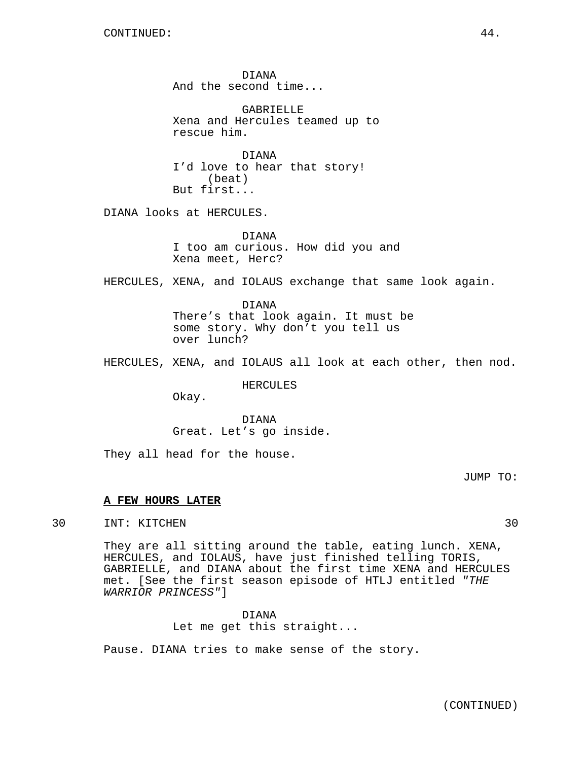DIANA
And the second time...

GABRIELLE
Xena and Hercules teamed up to rescue him.

DIANA
I'd love to hear that story!
(beat)
But first...

DIANA looks at HERCULES.

DIANA
I too am curious. How did you and Xena meet, Herc?

HERCULES, XENA, and IOLAUS exchange that same look again.

DIANA
There's that look again. It must be some story. Why don't you tell us over lunch?

HERCULES, XENA, and IOLAUS all look at each other, then nod.

HERCULES
Okay.

DIANA
Great. Let's go inside.

They all head for the house.

JUMP TO:

**A FEW HOURS LATER**

30 INT: KITCHEN 30

They are all sitting around the table, eating lunch. XENA, HERCULES, and IOLAUS, have just finished telling TORIS, GABRIELLE, and DIANA about the first time XENA and HERCULES met. [See the first season episode of HTLJ entitled *"THE WARRIOR PRINCESS"*]

DIANA
Let me get this straight...

Pause. DIANA tries to make sense of the story.

(CONTINUED)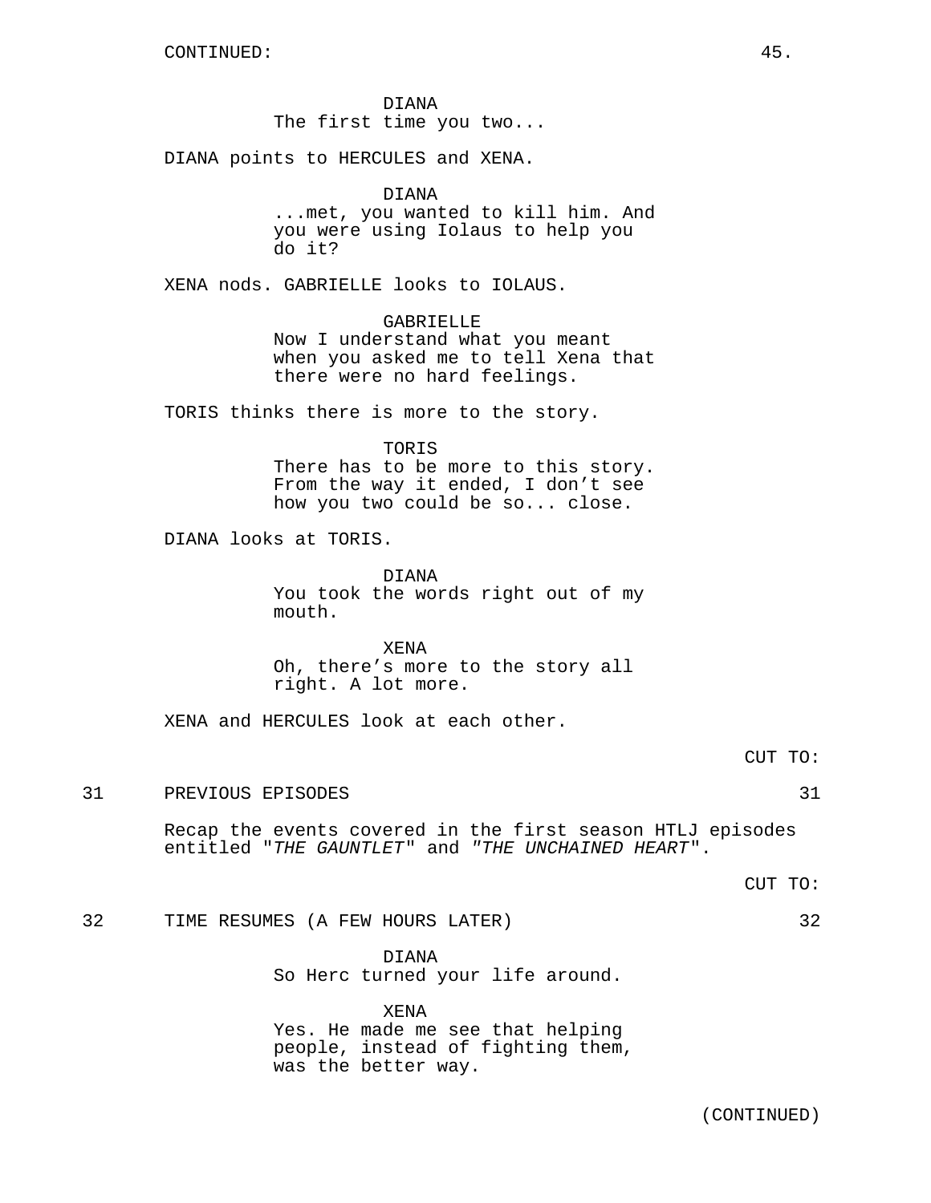CONTINUED:

DIANA
The first time you two...

DIANA points to HERCULES and XENA.

DIANA
...met, you wanted to kill him. And you were using Iolaus to help you do it?

XENA nods. GABRIELLE looks to IOLAUS.

GABRIELLE
Now I understand what you meant when you asked me to tell Xena that there were no hard feelings.

TORIS thinks there is more to the story.

TORIS
There has to be more to this story. From the way it ended, I don’t see how you two could be so... close.

DIANA looks at TORIS.

DIANA
You took the words right out of my mouth.

XENA
Oh, there’s more to the story all right. A lot more.

XENA and HERCULES look at each other.

CUT TO:

31 PREVIOUS EPISODES 31

Recap the events covered in the first season HTLJ episodes entitled "*THE GAUNTLET*" and *"THE UNCHAINED HEART*".

CUT TO:

32 TIME RESUMES (A FEW HOURS LATER) 32

DIANA
So Herc turned your life around.

XENA
Yes. He made me see that helping people, instead of fighting them, was the better way.

(CONTINUED)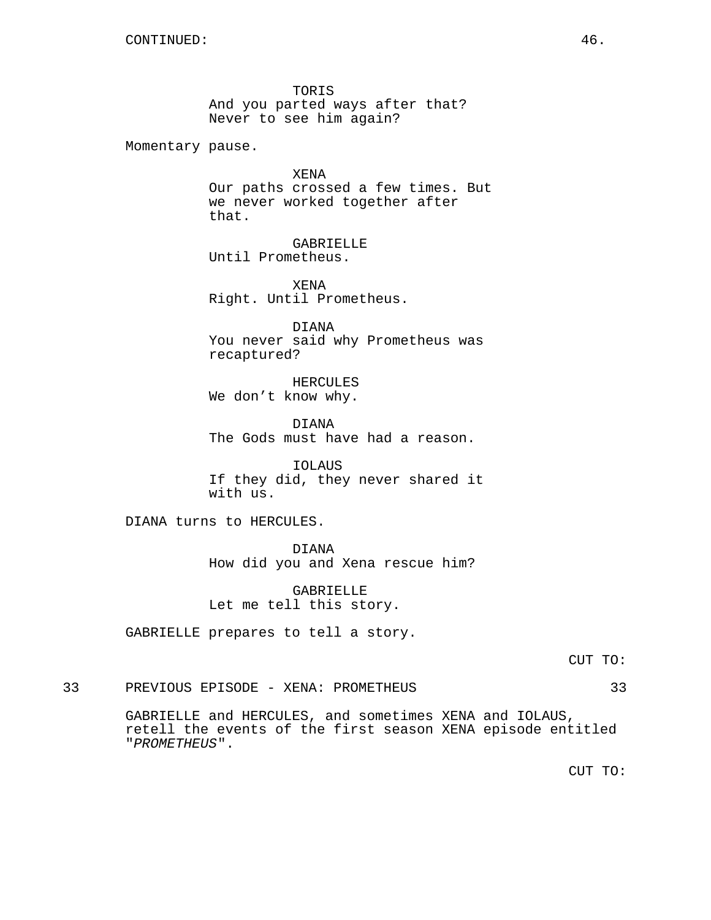CONTINUED:

TORIS
And you parted ways after that? Never to see him again?

Momentary pause.

XENA
Our paths crossed a few times. But we never worked together after that.

GABRIELLE
Until Prometheus.

XENA
Right. Until Prometheus.

DIANA
You never said why Prometheus was recaptured?

HERCULES
We don't know why.

DIANA
The Gods must have had a reason.

IOLAUS
If they did, they never shared it with us.

DIANA turns to HERCULES.

DIANA
How did you and Xena rescue him?

GABRIELLE
Let me tell this story.

GABRIELLE prepares to tell a story.

CUT TO:

33 PREVIOUS EPISODE - XENA: PROMETHEUS 33

GABRIELLE and HERCULES, and sometimes XENA and IOLAUS, retell the events of the first season XENA episode entitled "*PROMETHEUS*".

CUT TO: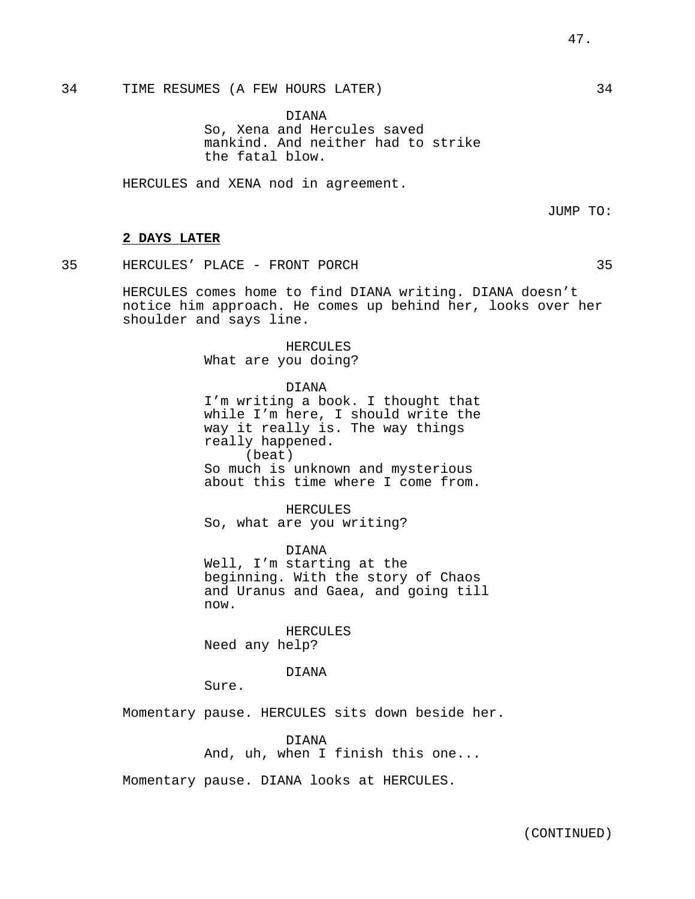34 TIME RESUMES (A FEW HOURS LATER) 34

DIANA
So, Xena and Hercules saved mankind. And neither had to strike the fatal blow.

HERCULES and XENA nod in agreement.

JUMP TO:

**2 DAYS LATER**

35 HERCULES' PLACE - FRONT PORCH 35

HERCULES comes home to find DIANA writing. DIANA doesn't notice him approach. He comes up behind her, looks over her shoulder and says line.

HERCULES
What are you doing?

DIANA
I'm writing a book. I thought that while I'm here, I should write the way it really is. The way things really happened.
(beat)
So much is unknown and mysterious about this time where I come from.

HERCULES
So, what are you writing?

DIANA
Well, I'm starting at the beginning. With the story of Chaos and Uranus and Gaea, and going till now.

HERCULES
Need any help?

DIANA
Sure.

Momentary pause. HERCULES sits down beside her.

DIANA
And, uh, when I finish this one...

Momentary pause. DIANA looks at HERCULES.

(CONTINUED)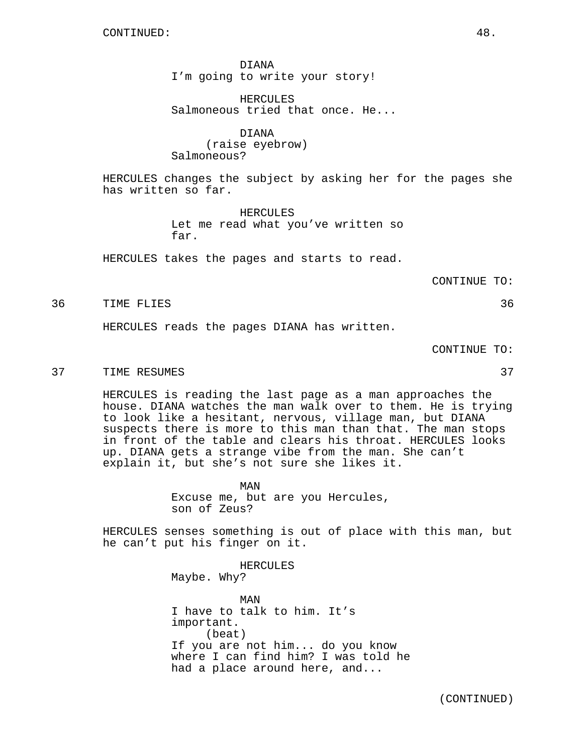CONTINUED:

DIANA
I'm going to write your story!

HERCULES
Salmoneous tried that once. He...

DIANA
(raise eyebrow)
Salmoneous?

HERCULES changes the subject by asking her for the pages she has written so far.

HERCULES
Let me read what you've written so far.

HERCULES takes the pages and starts to read.

CONTINUE TO:

36 TIME FLIES 36

HERCULES reads the pages DIANA has written.

CONTINUE TO:

37 TIME RESUMES 37

HERCULES is reading the last page as a man approaches the house. DIANA watches the man walk over to them. He is trying to look like a hesitant, nervous, village man, but DIANA suspects there is more to this man than that. The man stops in front of the table and clears his throat. HERCULES looks up. DIANA gets a strange vibe from the man. She can't explain it, but she's not sure she likes it.

MAN
Excuse me, but are you Hercules, son of Zeus?

HERCULES senses something is out of place with this man, but he can't put his finger on it.

HERCULES
Maybe. Why?

MAN
I have to talk to him. It's important.
(beat)
If you are not him... do you know where I can find him? I was told he had a place around here, and...

(CONTINUED)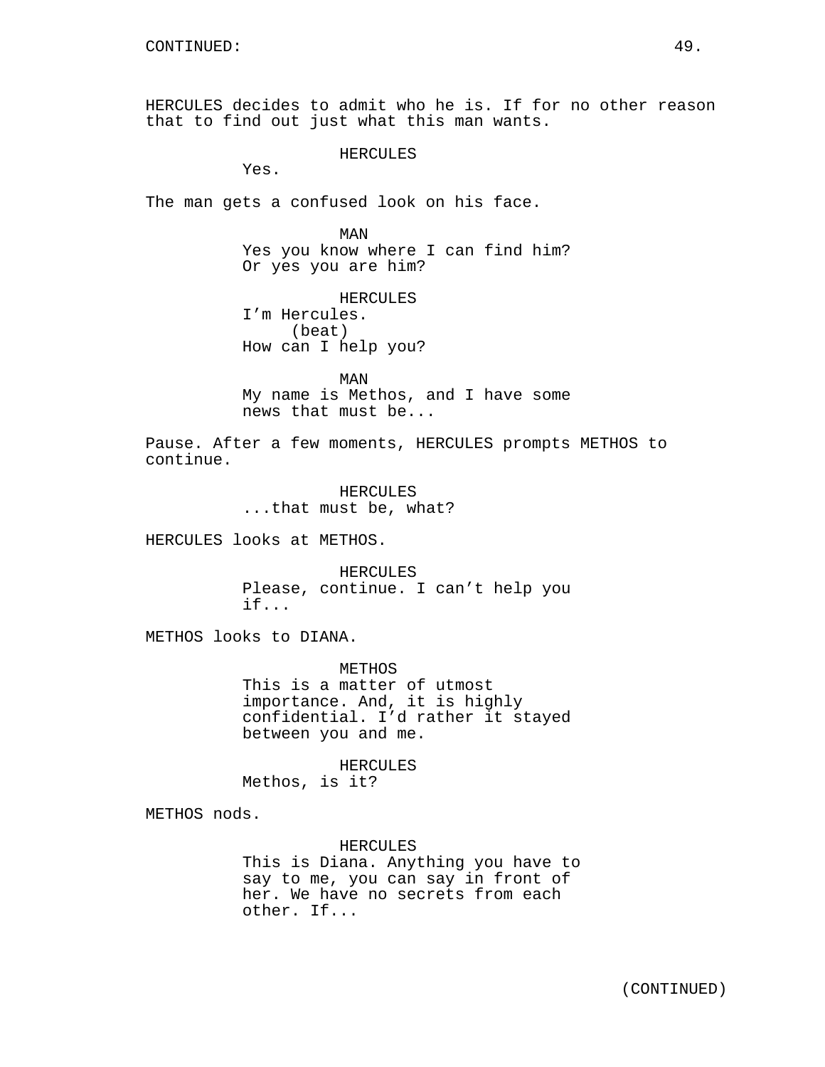HERCULES decides to admit who he is. If for no other reason that to find out just what this man wants.

HERCULES
Yes.

The man gets a confused look on his face.

MAN
Yes you know where I can find him? Or yes you are him?

HERCULES
I'm Hercules.
(beat)
How can I help you?

MAN
My name is Methos, and I have some news that must be...

Pause. After a few moments, HERCULES prompts METHOS to continue.

HERCULES
...that must be, what?

HERCULES looks at METHOS.

HERCULES
Please, continue. I can't help you if...

METHOS looks to DIANA.

METHOS
This is a matter of utmost importance. And, it is highly confidential. I'd rather it stayed between you and me.

HERCULES
Methos, is it?

METHOS nods.

HERCULES
This is Diana. Anything you have to say to me, you can say in front of her. We have no secrets from each other. If...

(CONTINUED)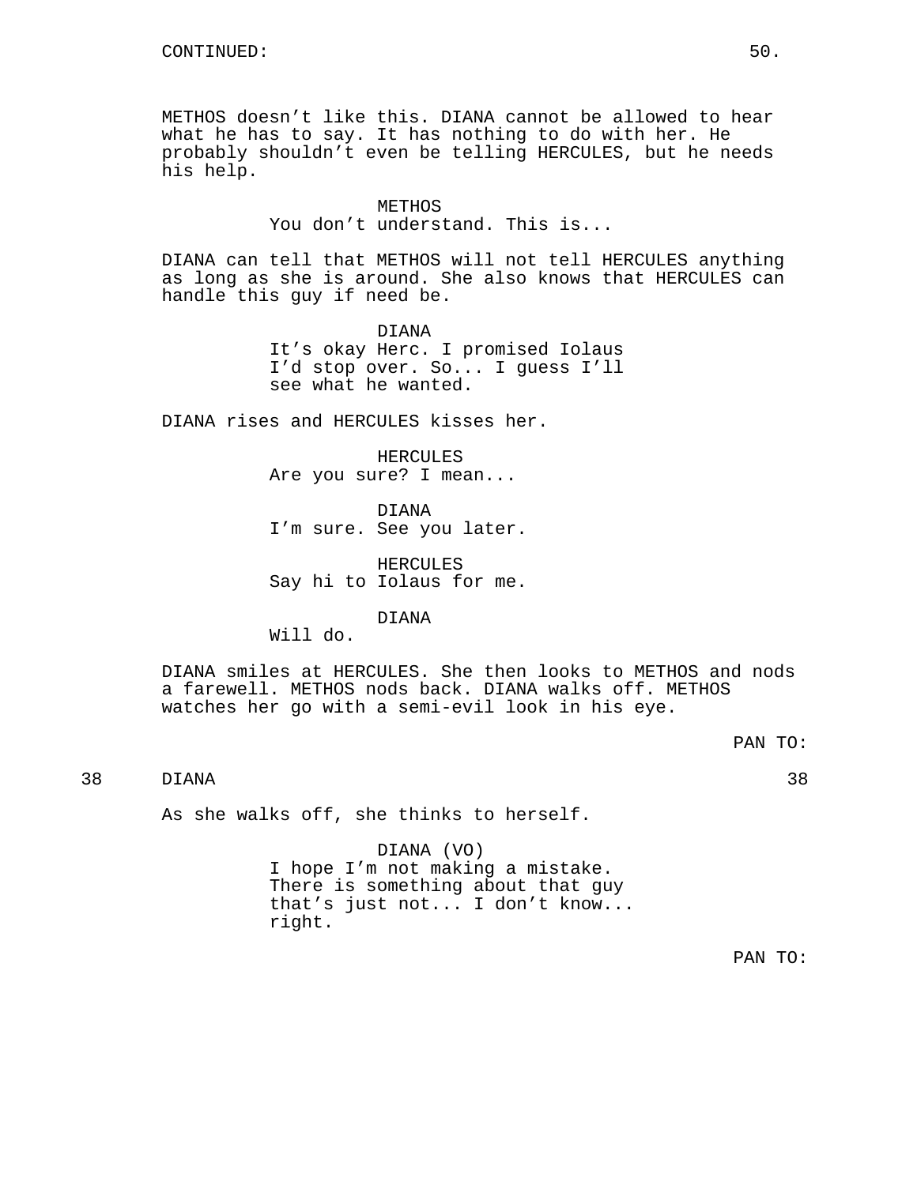CONTINUED:

METHOS doesn't like this. DIANA cannot be allowed to hear what he has to say. It has nothing to do with her. He probably shouldn't even be telling HERCULES, but he needs his help.

METHOS
You don't understand. This is...

DIANA can tell that METHOS will not tell HERCULES anything as long as she is around. She also knows that HERCULES can handle this guy if need be.

DIANA
It's okay Herc. I promised Iolaus I'd stop over. So... I guess I'll see what he wanted.

DIANA rises and HERCULES kisses her.

HERCULES
Are you sure? I mean...

DIANA
I'm sure. See you later.

HERCULES
Say hi to Iolaus for me.

DIANA
Will do.

DIANA smiles at HERCULES. She then looks to METHOS and nods a farewell. METHOS nods back. DIANA walks off. METHOS watches her go with a semi-evil look in his eye.

PAN TO:

38 DIANA 38

As she walks off, she thinks to herself.

DIANA (VO)
I hope I'm not making a mistake. There is something about that guy that's just not... I don't know... right.

PAN TO: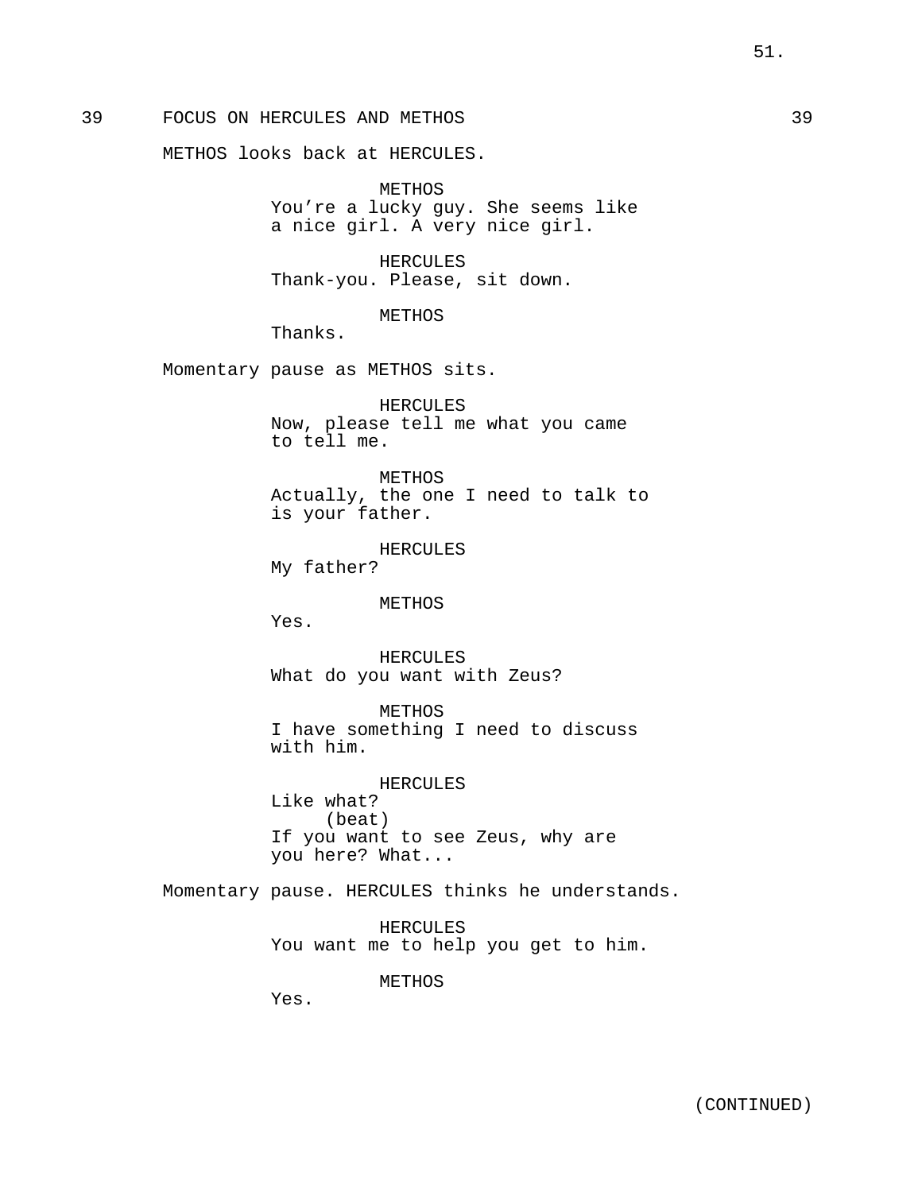39 FOCUS ON HERCULES AND METHOS 39

METHOS looks back at HERCULES.

METHOS
You're a lucky guy. She seems like a nice girl. A very nice girl.

HERCULES
Thank-you. Please, sit down.

METHOS
Thanks.

Momentary pause as METHOS sits.

HERCULES
Now, please tell me what you came to tell me.

METHOS
Actually, the one I need to talk to is your father.

HERCULES
My father?

METHOS
Yes.

HERCULES
What do you want with Zeus?

METHOS
I have something I need to discuss with him.

HERCULES
Like what?
(beat)
If you want to see Zeus, why are you here? What...

Momentary pause. HERCULES thinks he understands.

HERCULES
You want me to help you get to him.

METHOS
Yes.

(CONTINUED)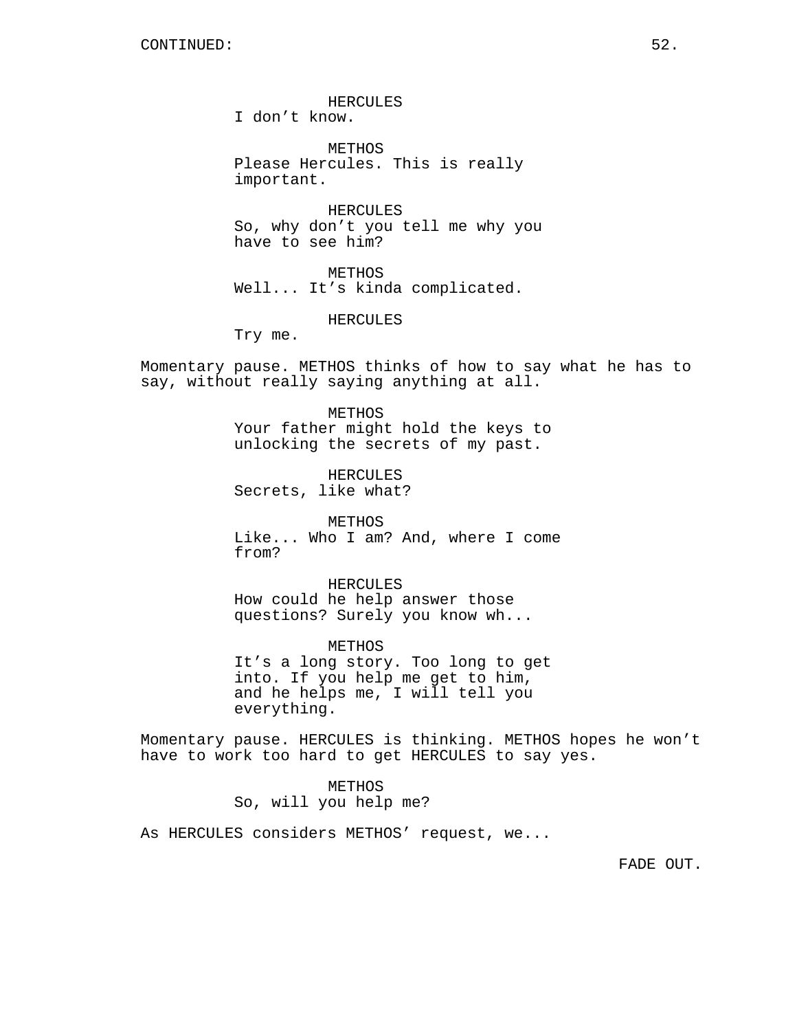HERCULES
I don't know.

METHOS
Please Hercules. This is really important.

HERCULES
So, why don't you tell me why you have to see him?

METHOS
Well... It's kinda complicated.

HERCULES
Try me.

Momentary pause. METHOS thinks of how to say what he has to say, without really saying anything at all.

METHOS
Your father might hold the keys to unlocking the secrets of my past.

HERCULES
Secrets, like what?

METHOS
Like... Who I am? And, where I come from?

HERCULES
How could he help answer those questions? Surely you know wh...

METHOS
It's a long story. Too long to get into. If you help me get to him, and he helps me, I will tell you everything.

Momentary pause. HERCULES is thinking. METHOS hopes he won't have to work too hard to get HERCULES to say yes.

METHOS
So, will you help me?

As HERCULES considers METHOS' request, we...

FADE OUT.